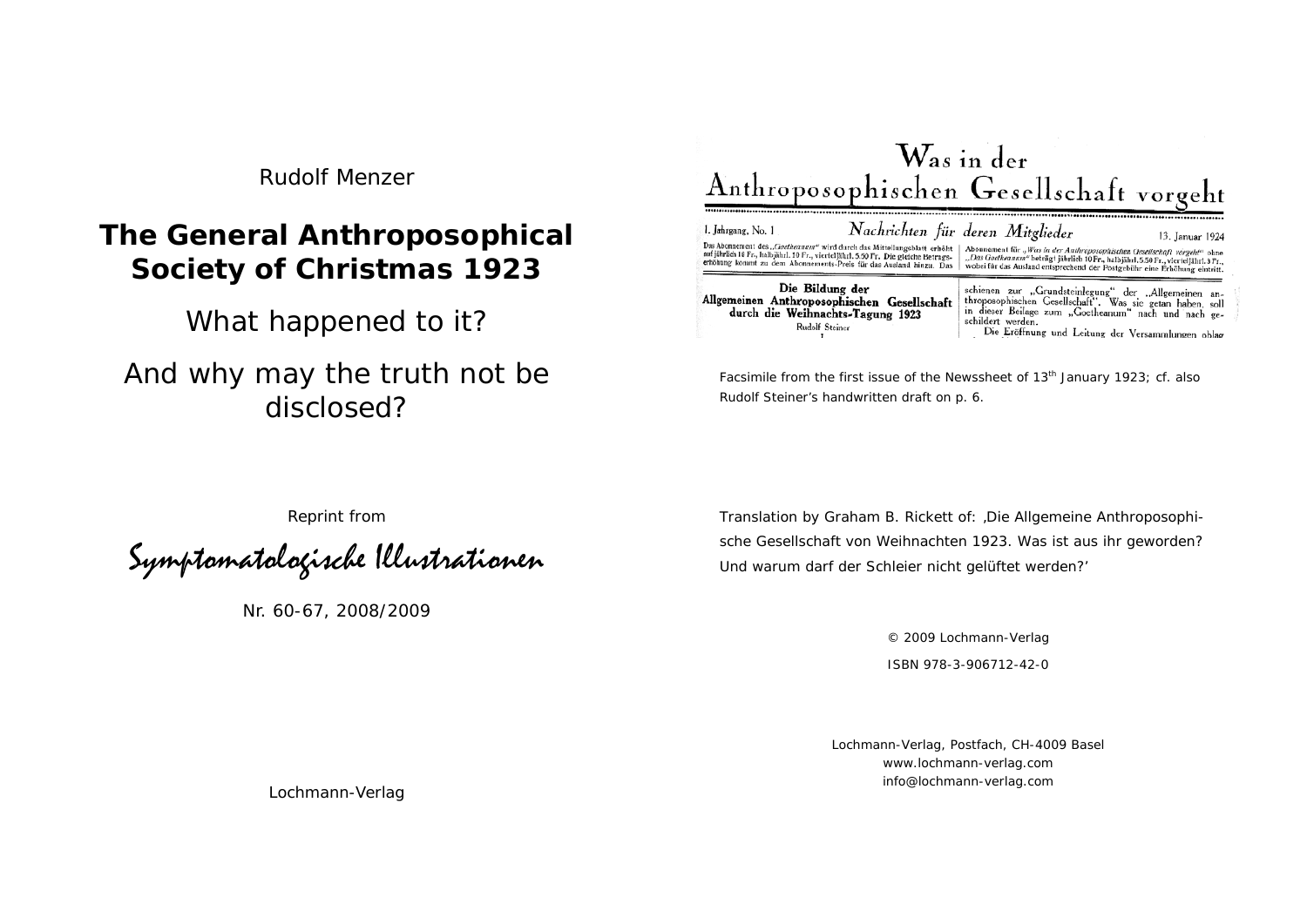Rudolf Menzer

# The General Anthroposophical Society of Christmas 1923

## What happened to it?

## And why may the truth not be disclosed?

Reprint from

*Symptomatologische Illustrationen*

Nr. 60-67, 2008/2009

Lochmann-Verlag

Was in der Anthroposophischen Gesellschaft vorgeht

I. Jahrgang, No. 1 — *Nachrichten für deren Mitglieder* — 13. Januar 1924

Das Abonnement des „Goetheanum" wird durch das Mitteilungsblatt erhöht auf jährlich 18 Fr., halbjährl. 10 Fr., vierteljährl. 5.50 Fr. Die gleiche Betragserhöhung kommt zu dem Abonnements-Preis für das Ausland hinzu. Das Abonnement für „Was in der Anthroposophischen Gesellschaft vorgeht" ohne „Das Goetheanum" beträgt jährlich 10 Fr., halbjährl. 5.50 Fr., vierteljährl. 3 Fr., wobei für das Ausland entsprechend der Postgebühr eine Erhöhung eintritt.

**Die Bildung der Allgemeinen Anthroposophischen Gesellschaft durch die Weihnachts-Tagung 1923**

Rudolf Steiner

I

schienen zur „Grundsteinlegung" der „Allgemeinen anthroposophischen Gesellschaft". Was sie getan haben, soll in dieser Beilage zum „Goetheanum" nach und nach geschildert werden.

Die Eröffnung und Leitung der Versammlungen oblag

Facsimile from the first issue of the Newssheet of 13th January 1923; cf. also Rudolf Steiner's handwritten draft on p. 6.

Translation by Graham B. Rickett of: ‚Die Allgemeine Anthroposophische Gesellschaft von Weihnachten 1923. Was ist aus ihr geworden? Und warum darf der Schleier nicht gelüftet werden?'

© 2009 Lochmann-Verlag

ISBN 978-3-906712-42-0

Lochmann-Verlag, Postfach, CH-4009 Basel
www.lochmann-verlag.com
info@lochmann-verlag.com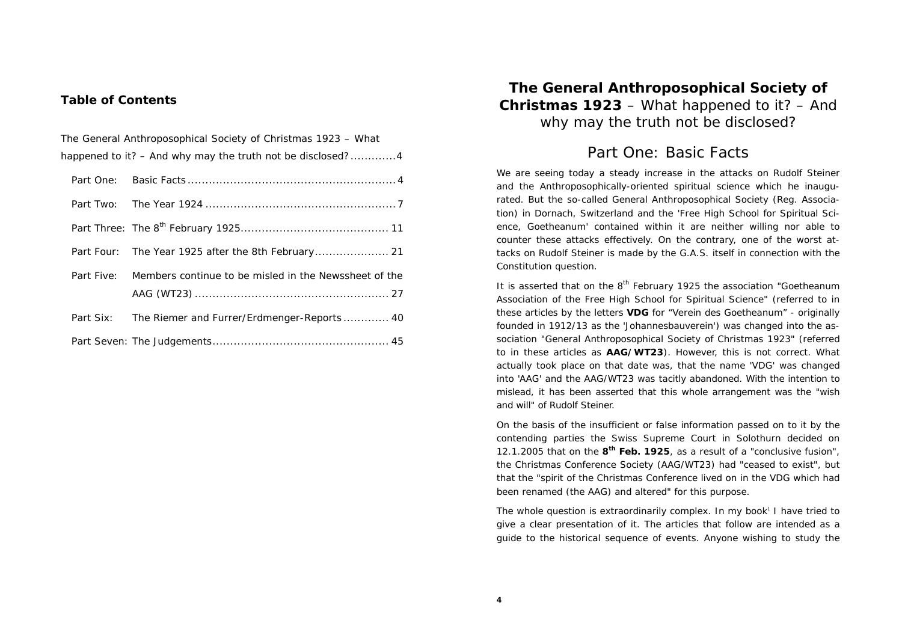## Table of Contents

The General Anthroposophical Society of Christmas 1923 – What happened to it? – And why may the truth not be disclosed? .............4

- Part One: Basic Facts .......................................................... 4
- Part Two: The Year 1924 ..................................................... 7
- Part Three: The 8th February 1925 ......................................... 11
- Part Four: The Year 1925 after the 8th February ..................... 21
- Part Five: Members continue to be misled in the Newssheet of the AAG (WT23) ....................................................... 27
- Part Six: The Riemer and Furrer/Erdmenger-Reports ............. 40
- Part Seven: The Judgements ................................................. 45

# **The General Anthroposophical Society of Christmas 1923** – What happened to it? – And why may the truth not be disclosed?

## Part One: Basic Facts

We are seeing today a steady increase in the attacks on Rudolf Steiner and the Anthroposophically-oriented spiritual science which he inaugurated. But the so-called General Anthroposophical Society (Reg. Association) in Dornach, Switzerland and the 'Free High School for Spiritual Science, Goetheanum' contained within it are neither willing nor able to counter these attacks effectively. On the contrary, one of the worst attacks on Rudolf Steiner is made by the G.A.S. itself in connection with the Constitution question.

It is asserted that on the 8th February 1925 the association "Goetheanum Association of the Free High School for Spiritual Science" (referred to in these articles by the letters **VDG** for "Verein des Goetheanum" - originally founded in 1912/13 as the 'Johannesbauverein') was changed into the association "General Anthroposophical Society of Christmas 1923" (referred to in these articles as **AAG/WT23**). However, this is not correct. What actually took place on that date was, that the name 'VDG' was changed into 'AAG' and the AAG/WT23 was tacitly abandoned. With the intention to mislead, it has been asserted that this whole arrangement was the "wish and will" of Rudolf Steiner.

On the basis of the insufficient or false information passed on to it by the contending parties the Swiss Supreme Court in Solothurn decided on 12.1.2005 that on the **8th Feb. 1925**, as a result of a "conclusive fusion", the Christmas Conference Society (AAG/WT23) had "ceased to exist", but that the "spirit of the Christmas Conference lived on in the VDG which had been renamed (the AAG) and altered" for this purpose.

The whole question is extraordinarily complex. In my book[i] I have tried to give a clear presentation of it. The articles that follow are intended as a guide to the historical sequence of events. Anyone wishing to study the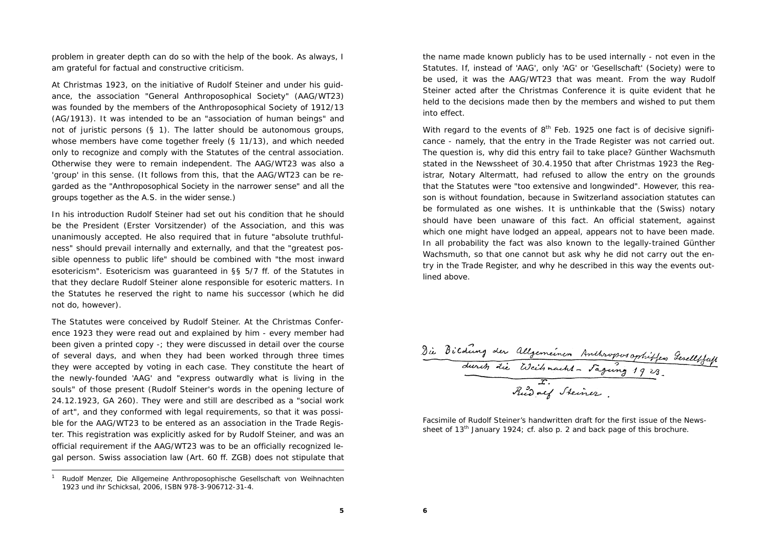problem in greater depth can do so with the help of the book. As always, I am grateful for factual and constructive criticism.

At Christmas 1923, on the initiative of Rudolf Steiner and under his guidance, the association "General Anthroposophical Society" (AAG/WT23) was founded by the members of the Anthroposophical Society of 1912/13 (AG/1913). It was intended to be an "association of human beings" and not of juristic persons (§ 1). The latter should be autonomous groups, whose members have come together freely (§ 11/13), and which needed only to recognize and comply with the Statutes of the central association. Otherwise they were to remain independent. The AAG/WT23 was also a 'group' in this sense. (It follows from this, that the AAG/WT23 can be regarded as the "Anthroposophical Society in the narrower sense" and all the groups together as the A.S. in the wider sense.)

In his introduction Rudolf Steiner had set out his condition that he should be the President (Erster Vorsitzender) of the Association, and this was unanimously accepted. He also required that in future "absolute truthfulness" should prevail internally and externally, and that the "greatest possible openness to public life" should be combined with "the most inward esotericism". Esotericism was guaranteed in §§ 5/7 ff. of the Statutes in that they declare Rudolf Steiner alone responsible for esoteric matters. In the Statutes he reserved the right to name his successor (which he did not do, however).

The Statutes were conceived by Rudolf Steiner. At the Christmas Conference 1923 they were read out and explained by him - every member had been given a printed copy -; they were discussed in detail over the course of several days, and when they had been worked through three times they were accepted by voting in each case. They constitute the heart of the newly-founded 'AAG' and "express outwardly what is living in the souls" of those present (Rudolf Steiner's words in the opening lecture of 24.12.1923, GA 260). They were and still are described as a "social work of art", and they conformed with legal requirements, so that it was possible for the AAG/WT23 to be entered as an association in the Trade Register. This registration was explicitly asked for by Rudolf Steiner, and was an official requirement if the AAG/WT23 was to be an officially recognized legal person. Swiss association law (Art. 60 ff. ZGB) does not stipulate that the name made known publicly has to be used internally - not even in the Statutes. If, instead of 'AAG', only 'AG' or 'Gesellschaft' (Society) were to be used, it was the AAG/WT23 that was meant. From the way Rudolf Steiner acted after the Christmas Conference it is quite evident that he held to the decisions made then by the members and wished to put them into effect.

With regard to the events of 8th Feb. 1925 one fact is of decisive significance - namely, that the entry in the Trade Register was not carried out. The question is, why did this entry fail to take place? Günther Wachsmuth stated in the Newssheet of 30.4.1950 that after Christmas 1923 the Registrar, Notary Altermatt, had refused to allow the entry on the grounds that the Statutes were "too extensive and longwinded". However, this reason is without foundation, because in Switzerland association statutes can be formulated as one wishes. It is unthinkable that the (Swiss) notary should have been unaware of this fact. An official statement, against which one might have lodged an appeal, appears not to have been made. In all probability the fact was also known to the legally-trained Günther Wachsmuth, so that one cannot but ask why he did not carry out the entry in the Trade Register, and why he described in this way the events outlined above.

Die Bildung der allgemeinen Anthroposophischen Gesellschaft durch die Weihnacht-Tagung 1923.
I.
Rudolf Steiner.

Facsimile of Rudolf Steiner's handwritten draft for the first issue of the Newssheet of 13th January 1924; cf. also p. 2 and back page of this brochure.

---

[1] Rudolf Menzer, Die Allgemeine Anthroposophische Gesellschaft von Weihnachten 1923 und ihr Schicksal, 2006, ISBN 978-3-906712-31-4.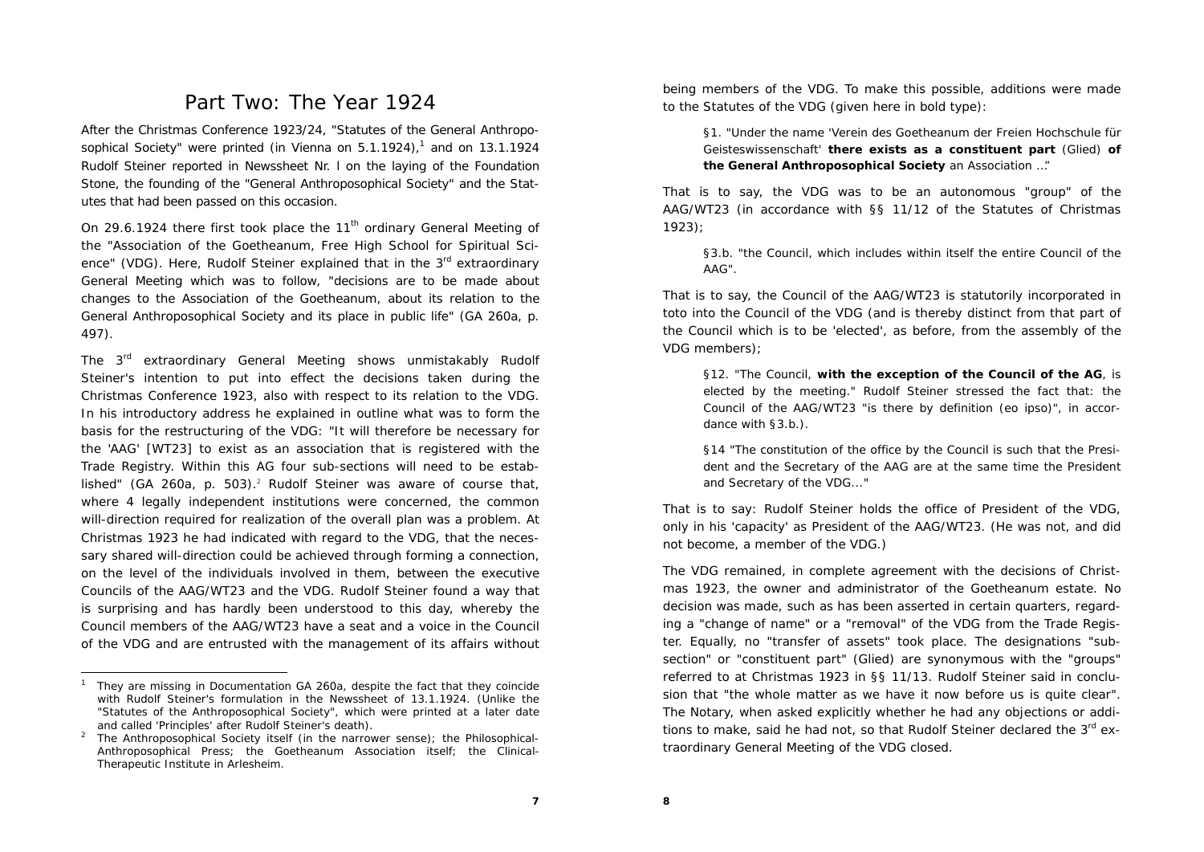# Part Two: The Year 1924

After the Christmas Conference 1923/24, "Statutes of the General Anthroposophical Society" were printed (in Vienna on 5.1.1924),[1] and on 13.1.1924 Rudolf Steiner reported in Newssheet Nr. I on the laying of the Foundation Stone, the founding of the "General Anthroposophical Society" and the Statutes that had been passed on this occasion.

On 29.6.1924 there first took place the 11th ordinary General Meeting of the "Association of the Goetheanum, Free High School for Spiritual Science" (VDG). Here, Rudolf Steiner explained that in the 3rd extraordinary General Meeting which was to follow, "decisions are to be made about changes to the Association of the Goetheanum, about its relation to the General Anthroposophical Society and its place in public life" (GA 260a, p. 497).

The 3rd extraordinary General Meeting shows unmistakably Rudolf Steiner's intention to put into effect the decisions taken during the Christmas Conference 1923, also with respect to its relation to the VDG. In his introductory address he explained in outline what was to form the basis for the restructuring of the VDG: "It will therefore be necessary for the 'AAG' [WT23] to exist as an association that is registered with the Trade Registry. Within this AG four sub-sections will need to be established" (GA 260a, p. 503).[2] Rudolf Steiner was aware of course that, where 4 legally independent institutions were concerned, the common will-direction required for realization of the overall plan was a problem. At Christmas 1923 he had indicated with regard to the VDG, that the necessary shared will-direction could be achieved through forming a connection, on the level of the individuals involved in them, between the executive Councils of the AAG/WT23 and the VDG. Rudolf Steiner found a way that is surprising and has hardly been understood to this day, whereby the Council members of the AAG/WT23 have a seat and a voice in the Council of the VDG and are entrusted with the management of its affairs without being members of the VDG. To make this possible, additions were made to the Statutes of the VDG (given here in bold type):

> §1. "Under the name 'Verein des Goetheanum der Freien Hochschule für Geisteswissenschaft' **there exists as a constituent part** (Glied) **of the General Anthroposophical Society** an Association ..."

That is to say, the VDG was to be an autonomous "group" of the AAG/WT23 (in accordance with §§ 11/12 of the Statutes of Christmas 1923);

> §3.b. "the Council, which includes within itself the entire Council of the AAG".

That is to say, the Council of the AAG/WT23 is statutorily incorporated in toto into the Council of the VDG (and is thereby distinct from that part of the Council which is to be 'elected', as before, from the assembly of the VDG members);

> §12. "The Council, **with the exception of the Council of the AG**, is elected by the meeting." Rudolf Steiner stressed the fact that: the Council of the AAG/WT23 "is there by definition (eo ipso)", in accordance with §3.b.).

> §14 "The constitution of the office by the Council is such that the President and the Secretary of the AAG are at the same time the President and Secretary of the VDG..."

That is to say: Rudolf Steiner holds the office of President of the VDG, only in his 'capacity' as President of the AAG/WT23. (He was not, and did not become, a member of the VDG.)

The VDG remained, in complete agreement with the decisions of Christmas 1923, the owner and administrator of the Goetheanum estate. No decision was made, such as has been asserted in certain quarters, regarding a "change of name" or a "removal" of the VDG from the Trade Register. Equally, no "transfer of assets" took place. The designations "subsection" or "constituent part" (Glied) are synonymous with the "groups" referred to at Christmas 1923 in §§ 11/13. Rudolf Steiner said in conclusion that "the whole matter as we have it now before us is quite clear". The Notary, when asked explicitly whether he had any objections or additions to make, said he had not, so that Rudolf Steiner declared the 3rd extraordinary General Meeting of the VDG closed.

---

[1] They are missing in Documentation GA 260a, despite the fact that they coincide with Rudolf Steiner's formulation in the Newssheet of 13.1.1924. (Unlike the "Statutes of the Anthroposophical Society", which were printed at a later date and called 'Principles' after Rudolf Steiner's death).

[2] The Anthroposophical Society itself (in the narrower sense); the Philosophical-Anthroposophical Press; the Goetheanum Association itself; the Clinical-Therapeutic Institute in Arlesheim.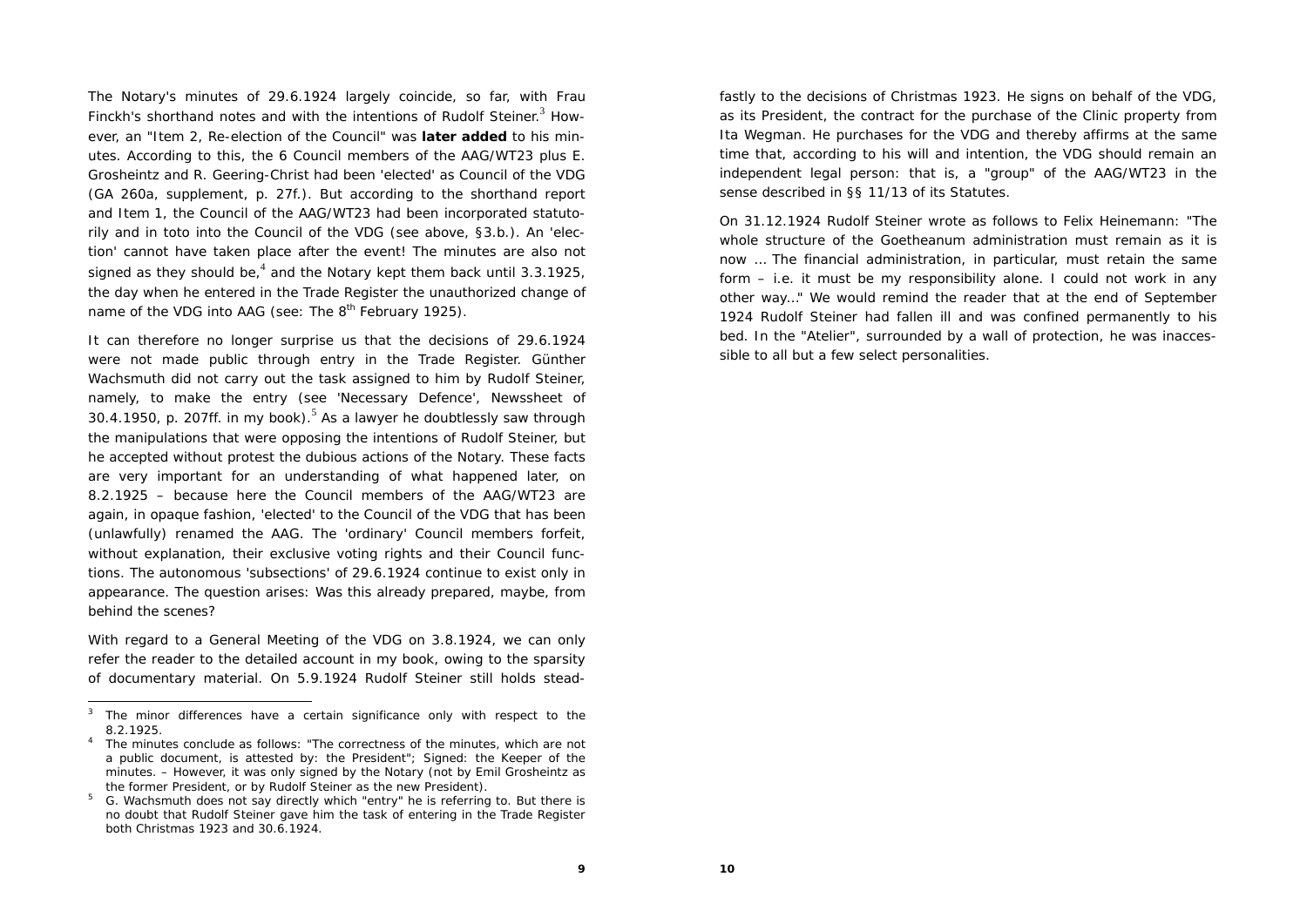The Notary's minutes of 29.6.1924 largely coincide, so far, with Frau Finckh's shorthand notes and with the intentions of Rudolf Steiner.[3] However, an "Item 2, Re-election of the Council" was **later added** to his minutes. According to this, the 6 Council members of the AAG/WT23 plus E. Grosheintz and R. Geering-Christ had been 'elected' as Council of the VDG (GA 260a, supplement, p. 27f.). But according to the shorthand report and Item 1, the Council of the AAG/WT23 had been incorporated statutorily and in toto into the Council of the VDG (see above, §3.b.). An 'election' cannot have taken place after the event! The minutes are also not signed as they should be,[4] and the Notary kept them back until 3.3.1925, the day when he entered in the Trade Register the unauthorized change of name of the VDG into AAG (see: The 8th February 1925).

It can therefore no longer surprise us that the decisions of 29.6.1924 were not made public through entry in the Trade Register. Günther Wachsmuth did not carry out the task assigned to him by Rudolf Steiner, namely, to make the entry (see 'Necessary Defence', Newssheet of 30.4.1950, p. 207ff. in my book).[5] As a lawyer he doubtlessly saw through the manipulations that were opposing the intentions of Rudolf Steiner, but he accepted without protest the dubious actions of the Notary. These facts are very important for an understanding of what happened later, on 8.2.1925 – because here the Council members of the AAG/WT23 are again, in opaque fashion, 'elected' to the Council of the VDG that has been (unlawfully) renamed the AAG. The 'ordinary' Council members forfeit, without explanation, their exclusive voting rights and their Council functions. The autonomous 'subsections' of 29.6.1924 continue to exist only in appearance. The question arises: Was this already prepared, maybe, from behind the scenes?

With regard to a General Meeting of the VDG on 3.8.1924, we can only refer the reader to the detailed account in my book, owing to the sparsity of documentary material. On 5.9.1924 Rudolf Steiner still holds steadfastly to the decisions of Christmas 1923. He signs on behalf of the VDG, as its President, the contract for the purchase of the Clinic property from Ita Wegman. He purchases for the VDG and thereby affirms at the same time that, according to his will and intention, the VDG should remain an independent legal person: that is, a "group" of the AAG/WT23 in the sense described in §§ 11/13 of its Statutes.

On 31.12.1924 Rudolf Steiner wrote as follows to Felix Heinemann: "The whole structure of the Goetheanum administration must remain as it is now ... The financial administration, in particular, must retain the same form – i.e. it must be my responsibility alone. I could not work in any other way..." We would remind the reader that at the end of September 1924 Rudolf Steiner had fallen ill and was confined permanently to his bed. In the "Atelier", surrounded by a wall of protection, he was inaccessible to all but a few select personalities.

---

[3] The minor differences have a certain significance only with respect to the 8.2.1925.

[4] The minutes conclude as follows: "The correctness of the minutes, which are not a public document, is attested by: the President"; Signed: the Keeper of the minutes. – However, it was only signed by the Notary (not by Emil Grosheintz as the former President, or by Rudolf Steiner as the new President).

[5] G. Wachsmuth does not say directly which "entry" he is referring to. But there is no doubt that Rudolf Steiner gave him the task of entering in the Trade Register both Christmas 1923 and 30.6.1924.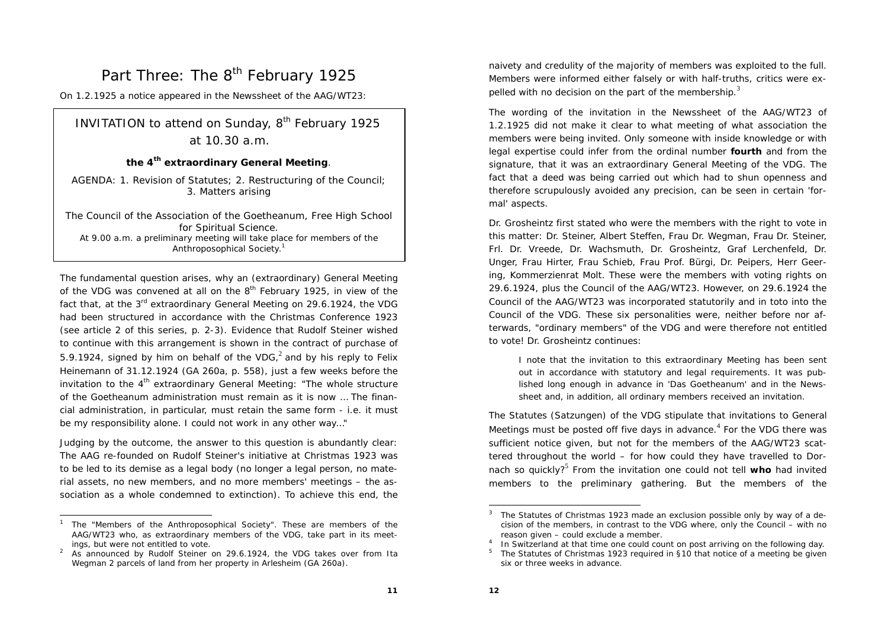# Part Three: The 8th February 1925

On 1.2.1925 a notice appeared in the Newssheet of the AAG/WT23:

> INVITATION to attend on Sunday, 8th February 1925 at 10.30 a.m.
>
> **the 4th extraordinary General Meeting**.
>
> AGENDA: 1. Revision of Statutes; 2. Restructuring of the Council; 3. Matters arising
>
> The Council of the Association of the Goetheanum, Free High School for Spiritual Science.
> At 9.00 a.m. a preliminary meeting will take place for members of the Anthroposophical Society.[1]

The fundamental question arises, why an (extraordinary) General Meeting of the VDG was convened at all on the 8th February 1925, in view of the fact that, at the 3rd extraordinary General Meeting on 29.6.1924, the VDG had been structured in accordance with the Christmas Conference 1923 (see article 2 of this series, p. 2-3). Evidence that Rudolf Steiner wished to continue with this arrangement is shown in the contract of purchase of 5.9.1924, signed by him on behalf of the VDG,[2] and by his reply to Felix Heinemann of 31.12.1924 (GA 260a, p. 558), just a few weeks before the invitation to the 4th extraordinary General Meeting: "The whole structure of the Goetheanum administration must remain as it is now ... The financial administration, in particular, must retain the same form - i.e. it must be my responsibility alone. I could not work in any other way..."

Judging by the outcome, the answer to this question is abundantly clear: The AAG re-founded on Rudolf Steiner's initiative at Christmas 1923 was to be led to its demise as a legal body (no longer a legal person, no material assets, no new members, and no more members' meetings – the association as a whole condemned to extinction). To achieve this end, the naivety and credulity of the majority of members was exploited to the full. Members were informed either falsely or with half-truths, critics were expelled with no decision on the part of the membership.[3]

The wording of the invitation in the Newssheet of the AAG/WT23 of 1.2.1925 did not make it clear to what meeting of what association the members were being invited. Only someone with inside knowledge or with legal expertise could infer from the ordinal number **fourth** and from the signature, that it was an extraordinary General Meeting of the VDG. The fact that a deed was being carried out which had to shun openness and therefore scrupulously avoided any precision, can be seen in certain 'formal' aspects.

Dr. Grosheintz first stated who were the members with the right to vote in this matter: Dr. Steiner, Albert Steffen, Frau Dr. Wegman, Frau Dr. Steiner, Frl. Dr. Vreede, Dr. Wachsmuth, Dr. Grosheintz, Graf Lerchenfeld, Dr. Unger, Frau Hirter, Frau Schieb, Frau Prof. Bürgi, Dr. Peipers, Herr Geering, Kommerzienrat Molt. These were the members with voting rights on 29.6.1924, plus the Council of the AAG/WT23. However, on 29.6.1924 the Council of the AAG/WT23 was incorporated statutorily and in toto into the Council of the VDG. These six personalities were, neither before nor afterwards, "ordinary members" of the VDG and were therefore not entitled to vote! Dr. Grosheintz continues:

> I note that the invitation to this extraordinary Meeting has been sent out in accordance with statutory and legal requirements. It was published long enough in advance in 'Das Goetheanum' and in the Newssheet and, in addition, all ordinary members received an invitation.

The Statutes (Satzungen) of the VDG stipulate that invitations to General Meetings must be posted off five days in advance.[4] For the VDG there was sufficient notice given, but not for the members of the AAG/WT23 scattered throughout the world – for how could they have travelled to Dornach so quickly?[5] From the invitation one could not tell **who** had invited members to the preliminary gathering. But the members of the

---

[1] The "Members of the Anthroposophical Society". These are members of the AAG/WT23 who, as extraordinary members of the VDG, take part in its meetings, but were not entitled to vote.

[2] As announced by Rudolf Steiner on 29.6.1924, the VDG takes over from Ita Wegman 2 parcels of land from her property in Arlesheim (GA 260a).

[3] The Statutes of Christmas 1923 made an exclusion possible only by way of a decision of the members, in contrast to the VDG where, only the Council – with no reason given – could exclude a member.

[4] In Switzerland at that time one could count on post arriving on the following day.

[5] The Statutes of Christmas 1923 required in §10 that notice of a meeting be given six or three weeks in advance.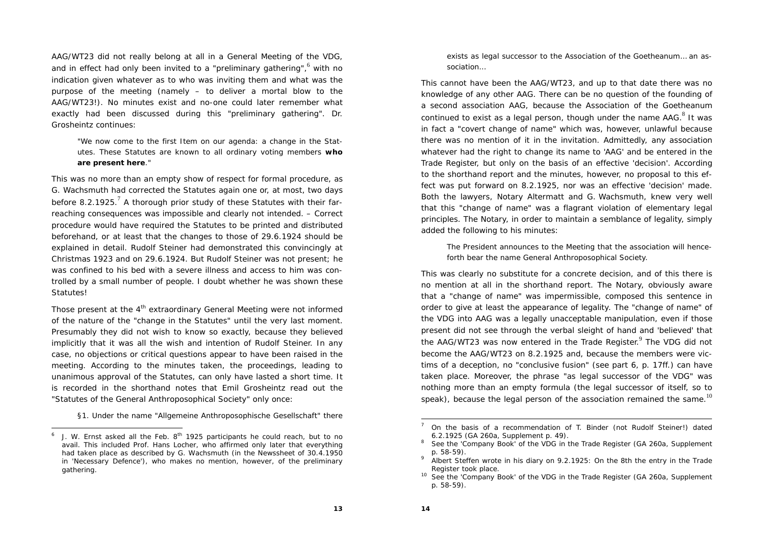AAG/WT23 did not really belong at all in a General Meeting of the VDG, and in effect had only been invited to a "preliminary gathering",[6] with no indication given whatever as to who was inviting them and what was the purpose of the meeting (namely – to deliver a mortal blow to the AAG/WT23!). No minutes exist and no-one could later remember what exactly had been discussed during this "preliminary gathering". Dr. Grosheintz continues:

> "We now come to the first Item on our agenda: a change in the Statutes. These Statutes are known to all ordinary voting members **who are present here**."

This was no more than an empty show of respect for formal procedure, as G. Wachsmuth had corrected the Statutes again one or, at most, two days before 8.2.1925.[7] A thorough prior study of these Statutes with their far-reaching consequences was impossible and clearly not intended. – Correct procedure would have required the Statutes to be printed and distributed beforehand, or at least that the changes to those of 29.6.1924 should be explained in detail. Rudolf Steiner had demonstrated this convincingly at Christmas 1923 and on 29.6.1924. But Rudolf Steiner was not present; he was confined to his bed with a severe illness and access to him was controlled by a small number of people. I doubt whether he was shown these Statutes!

Those present at the 4th extraordinary General Meeting were not informed of the nature of the "change in the Statutes" until the very last moment. Presumably they did not wish to know so exactly, because they believed implicitly that it was all the wish and intention of Rudolf Steiner. In any case, no objections or critical questions appear to have been raised in the meeting. According to the minutes taken, the proceedings, leading to unanimous approval of the Statutes, can only have lasted a short time. It is recorded in the shorthand notes that Emil Grosheintz read out the "Statutes of the General Anthroposophical Society" only once:

> §1. Under the name "Allgemeine Anthroposophische Gesellschaft" there exists as legal successor to the Association of the Goetheanum... an association...

This cannot have been the AAG/WT23, and up to that date there was no knowledge of any other AAG. There can be no question of the founding of a second association AAG, because the Association of the Goetheanum continued to exist as a legal person, though under the name AAG.[8] It was in fact a "covert change of name" which was, however, unlawful because there was no mention of it in the invitation. Admittedly, any association whatever had the right to change its name to 'AAG' and be entered in the Trade Register, but only on the basis of an effective 'decision'. According to the shorthand report and the minutes, however, no proposal to this effect was put forward on 8.2.1925, nor was an effective 'decision' made. Both the lawyers, Notary Altermatt and G. Wachsmuth, knew very well that this "change of name" was a flagrant violation of elementary legal principles. The Notary, in order to maintain a semblance of legality, simply added the following to his minutes:

> The President announces to the Meeting that the association will henceforth bear the name General Anthroposophical Society.

This was clearly no substitute for a concrete decision, and of this there is no mention at all in the shorthand report. The Notary, obviously aware that a "change of name" was impermissible, composed this sentence in order to give at least the appearance of legality. The "change of name" of the VDG into AAG was a legally unacceptable manipulation, even if those present did not see through the verbal sleight of hand and 'believed' that the AAG/WT23 was now entered in the Trade Register.[9] The VDG did not become the AAG/WT23 on 8.2.1925 and, because the members were victims of a deception, no "conclusive fusion" (see part 6, p. 17ff.) can have taken place. Moreover, the phrase "as legal successor of the VDG" was nothing more than an empty formula (the legal successor of itself, so to speak), because the legal person of the association remained the same.[10]

---

[6] J. W. Ernst asked all the Feb. 8th 1925 participants he could reach, but to no avail. This included Prof. Hans Locher, who affirmed only later that everything had taken place as described by G. Wachsmuth (in the Newssheet of 30.4.1950 in 'Necessary Defence'), who makes no mention, however, of the preliminary gathering.

[7] On the basis of a recommendation of T. Binder (not Rudolf Steiner!) dated 6.2.1925 (GA 260a, Supplement p. 49).

[8] See the 'Company Book' of the VDG in the Trade Register (GA 260a, Supplement p. 58-59).

[9] Albert Steffen wrote in his diary on 9.2.1925: On the 8th the entry in the Trade Register took place.

[10] See the 'Company Book' of the VDG in the Trade Register (GA 260a, Supplement p. 58-59).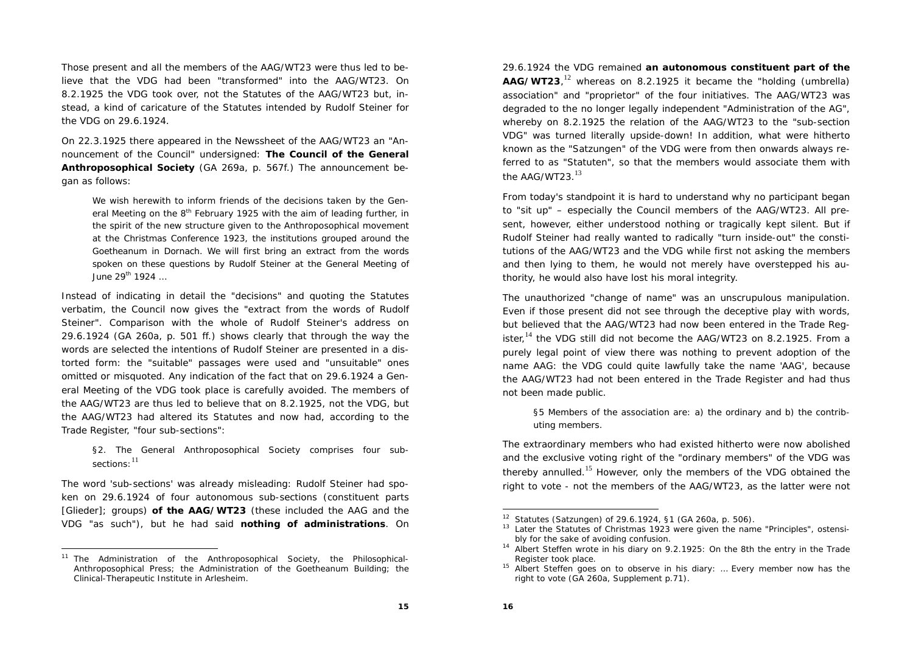Those present and all the members of the AAG/WT23 were thus led to believe that the VDG had been "transformed" into the AAG/WT23. On 8.2.1925 the VDG took over, not the Statutes of the AAG/WT23 but, instead, a kind of caricature of the Statutes intended by Rudolf Steiner for the VDG on 29.6.1924.

On 22.3.1925 there appeared in the Newssheet of the AAG/WT23 an "Announcement of the Council" undersigned: **The Council of the General Anthroposophical Society** (GA 269a, p. 567f.) The announcement began as follows:

> We wish herewith to inform friends of the decisions taken by the General Meeting on the 8th February 1925 with the aim of leading further, in the spirit of the new structure given to the Anthroposophical movement at the Christmas Conference 1923, the institutions grouped around the Goetheanum in Dornach. We will first bring an extract from the words spoken on these questions by Rudolf Steiner at the General Meeting of June 29th 1924 ...

Instead of indicating in detail the "decisions" and quoting the Statutes verbatim, the Council now gives the "extract from the words of Rudolf Steiner". Comparison with the whole of Rudolf Steiner's address on 29.6.1924 (GA 260a, p. 501 ff.) shows clearly that through the way the words are selected the intentions of Rudolf Steiner are presented in a distorted form: the "suitable" passages were used and "unsuitable" ones omitted or misquoted. Any indication of the fact that on 29.6.1924 a General Meeting of the VDG took place is carefully avoided. The members of the AAG/WT23 are thus led to believe that on 8.2.1925, not the VDG, but the AAG/WT23 had altered its Statutes and now had, according to the Trade Register, "four sub-sections":

> §2. The General Anthroposophical Society comprises four sub-sections:[11]

The word 'sub-sections' was already misleading: Rudolf Steiner had spoken on 29.6.1924 of four autonomous sub-sections (constituent parts [Glieder]; groups) **of the AAG/WT23** (these included the AAG and the VDG "as such"), but he had said **nothing of administrations**. On 29.6.1924 the VDG remained **an autonomous constituent part of the AAG/WT23**,[12] whereas on 8.2.1925 it became the "holding (umbrella) association" and "proprietor" of the four initiatives. The AAG/WT23 was degraded to the no longer legally independent "Administration of the AG", whereby on 8.2.1925 the relation of the AAG/WT23 to the "sub-section VDG" was turned literally upside-down! In addition, what were hitherto known as the "Satzungen" of the VDG were from then onwards always referred to as "Statuten", so that the members would associate them with the AAG/WT23.[13]

From today's standpoint it is hard to understand why no participant began to "sit up" – especially the Council members of the AAG/WT23. All present, however, either understood nothing or tragically kept silent. But if Rudolf Steiner had really wanted to radically "turn inside-out" the constitutions of the AAG/WT23 and the VDG while first not asking the members and then lying to them, he would not merely have overstepped his authority, he would also have lost his moral integrity.

The unauthorized "change of name" was an unscrupulous manipulation. Even if those present did not see through the deceptive play with words, but believed that the AAG/WT23 had now been entered in the Trade Register,[14] the VDG still did not become the AAG/WT23 on 8.2.1925. From a purely legal point of view there was nothing to prevent adoption of the name AAG: the VDG could quite lawfully take the name 'AAG', because the AAG/WT23 had not been entered in the Trade Register and had thus not been made public.

> §5 Members of the association are: a) the ordinary and b) the contributing members.

The extraordinary members who had existed hitherto were now abolished and the exclusive voting right of the "ordinary members" of the VDG was thereby annulled.[15] However, only the members of the VDG obtained the right to vote - not the members of the AAG/WT23, as the latter were not

---

[11] The Administration of the Anthroposophical Society, the Philosophical-Anthroposophical Press; the Administration of the Goetheanum Building; the Clinical-Therapeutic Institute in Arlesheim.

[12] Statutes (Satzungen) of 29.6.1924, §1 (GA 260a, p. 506).

[13] Later the Statutes of Christmas 1923 were given the name "Principles", ostensibly for the sake of avoiding confusion.

[14] Albert Steffen wrote in his diary on 9.2.1925: On the 8th the entry in the Trade Register took place.

[15] Albert Steffen goes on to observe in his diary: ... Every member now has the right to vote (GA 260a, Supplement p.71).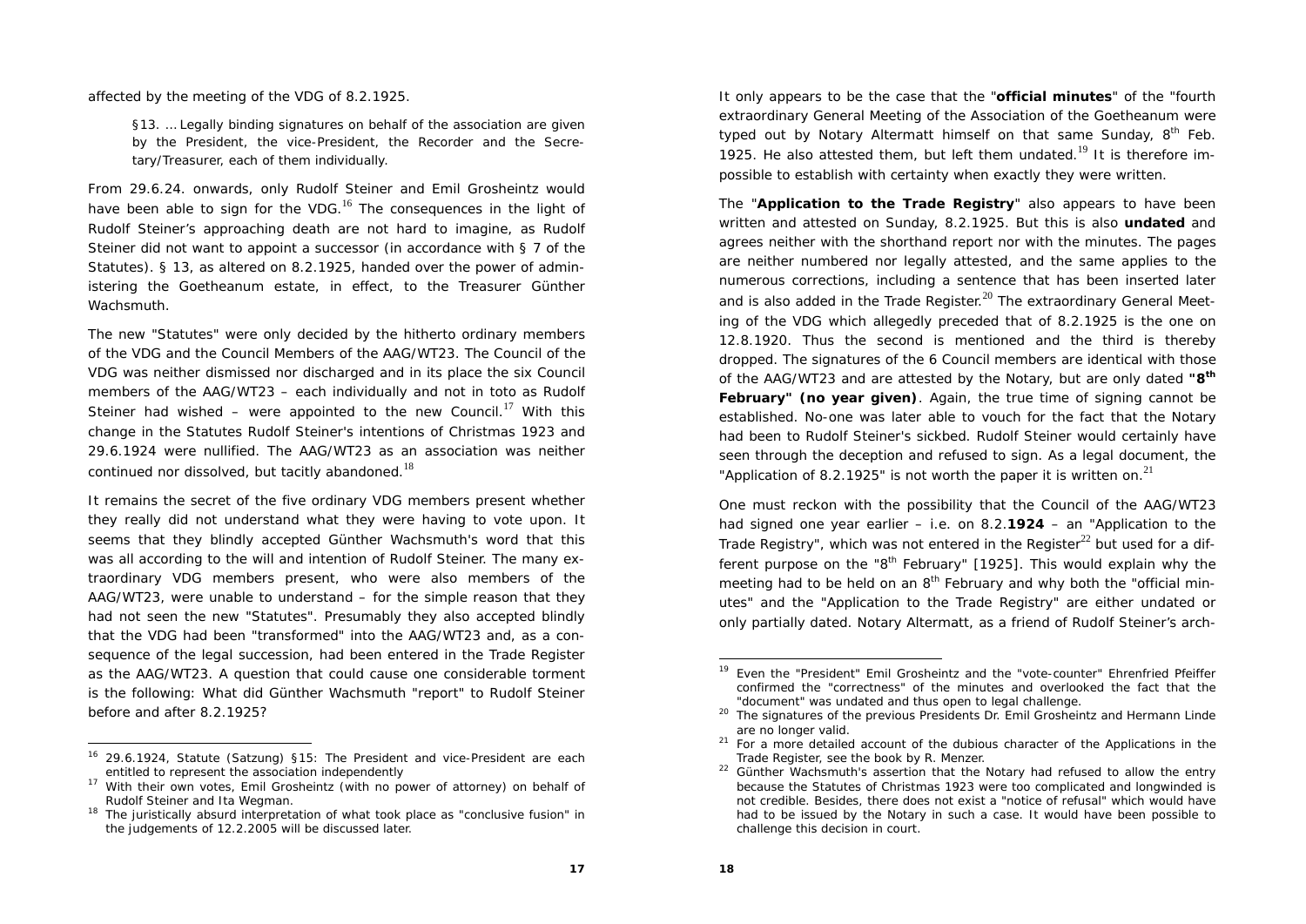affected by the meeting of the VDG of 8.2.1925.

> §13. ... Legally binding signatures on behalf of the association are given by the President, the vice-President, the Recorder and the Secretary/Treasurer, each of them individually.

From 29.6.24. onwards, only Rudolf Steiner and Emil Grosheintz would have been able to sign for the VDG.[16] The consequences in the light of Rudolf Steiner's approaching death are not hard to imagine, as Rudolf Steiner did not want to appoint a successor (in accordance with § 7 of the Statutes). § 13, as altered on 8.2.1925, handed over the power of administering the Goetheanum estate, in effect, to the Treasurer Günther Wachsmuth.

The new "Statutes" were only decided by the hitherto ordinary members of the VDG and the Council Members of the AAG/WT23. The Council of the VDG was neither dismissed nor discharged and in its place the six Council members of the AAG/WT23 – each individually and not in toto as Rudolf Steiner had wished – were appointed to the new Council.[17] With this change in the Statutes Rudolf Steiner's intentions of Christmas 1923 and 29.6.1924 were nullified. The AAG/WT23 as an association was neither continued nor dissolved, but tacitly abandoned.[18]

It remains the secret of the five ordinary VDG members present whether they really did not understand what they were having to vote upon. It seems that they blindly accepted Günther Wachsmuth's word that this was all according to the will and intention of Rudolf Steiner. The many extraordinary VDG members present, who were also members of the AAG/WT23, were unable to understand – for the simple reason that they had not seen the new "Statutes". Presumably they also accepted blindly that the VDG had been "transformed" into the AAG/WT23 and, as a consequence of the legal succession, had been entered in the Trade Register as the AAG/WT23. A question that could cause one considerable torment is the following: What did Günther Wachsmuth "report" to Rudolf Steiner before and after 8.2.1925?

It only appears to be the case that the "**official minutes**" of the "fourth extraordinary General Meeting of the Association of the Goetheanum were typed out by Notary Altermatt himself on that same Sunday, 8th Feb. 1925. He also attested them, but left them undated.[19] It is therefore impossible to establish with certainty when exactly they were written.

The "**Application to the Trade Registry**" also appears to have been written and attested on Sunday, 8.2.1925. But this is also **undated** and agrees neither with the shorthand report nor with the minutes. The pages are neither numbered nor legally attested, and the same applies to the numerous corrections, including a sentence that has been inserted later and is also added in the Trade Register.[20] The extraordinary General Meeting of the VDG which allegedly preceded that of 8.2.1925 is the one on 12.8.1920. Thus the second is mentioned and the third is thereby dropped. The signatures of the 6 Council members are identical with those of the AAG/WT23 and are attested by the Notary, but are only dated **"8th February" (no year given)**. Again, the true time of signing cannot be established. No-one was later able to vouch for the fact that the Notary had been to Rudolf Steiner's sickbed. Rudolf Steiner would certainly have seen through the deception and refused to sign. As a legal document, the "Application of 8.2.1925" is not worth the paper it is written on.[21]

One must reckon with the possibility that the Council of the AAG/WT23 had signed one year earlier – i.e. on 8.2.**1924** – an "Application to the Trade Registry", which was not entered in the Register[22] but used for a different purpose on the "8th February" [1925]. This would explain why the meeting had to be held on an 8th February and why both the "official minutes" and the "Application to the Trade Registry" are either undated or only partially dated. Notary Altermatt, as a friend of Rudolf Steiner's arch-

---

[16] 29.6.1924, Statute (Satzung) §15: The President and vice-President are each entitled to represent the association independently

[17] With their own votes, Emil Grosheintz (with no power of attorney) on behalf of Rudolf Steiner and Ita Wegman.

[18] The juristically absurd interpretation of what took place as "conclusive fusion" in the judgements of 12.2.2005 will be discussed later.

[19] Even the "President" Emil Grosheintz and the "vote-counter" Ehrenfried Pfeiffer confirmed the "correctness" of the minutes and overlooked the fact that the "document" was undated and thus open to legal challenge.

[20] The signatures of the previous Presidents Dr. Emil Grosheintz and Hermann Linde are no longer valid.

[21] For a more detailed account of the dubious character of the Applications in the Trade Register, see the book by R. Menzer.

[22] Günther Wachsmuth's assertion that the Notary had refused to allow the entry because the Statutes of Christmas 1923 were too complicated and longwinded is not credible. Besides, there does not exist a "notice of refusal" which would have had to be issued by the Notary in such a case. It would have been possible to challenge this decision in court.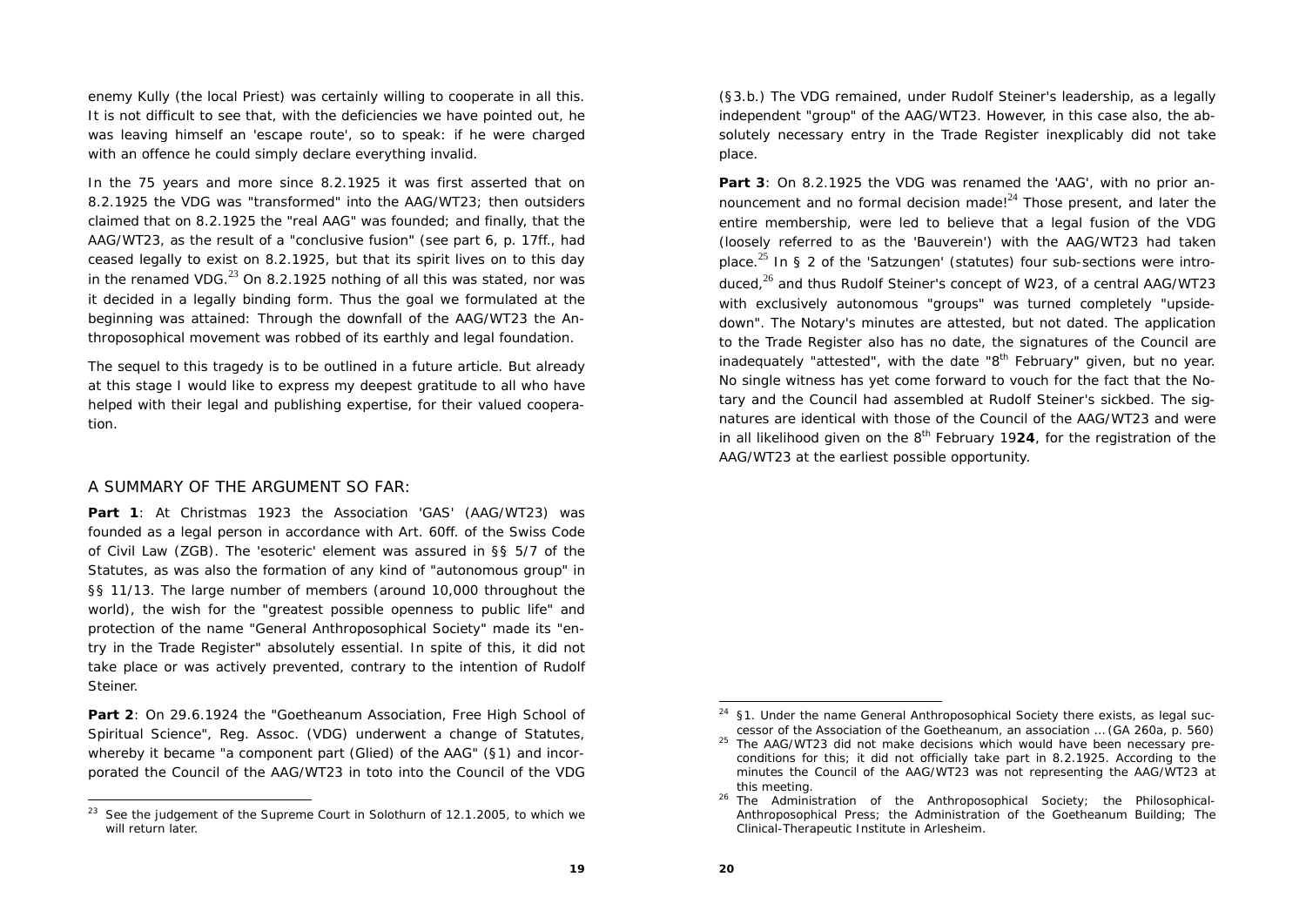enemy Kully (the local Priest) was certainly willing to cooperate in all this. It is not difficult to see that, with the deficiencies we have pointed out, he was leaving himself an 'escape route', so to speak: if he were charged with an offence he could simply declare everything invalid.

In the 75 years and more since 8.2.1925 it was first asserted that on 8.2.1925 the VDG was "transformed" into the AAG/WT23; then outsiders claimed that on 8.2.1925 the "real AAG" was founded; and finally, that the AAG/WT23, as the result of a "conclusive fusion" (see part 6, p. 17ff., had ceased legally to exist on 8.2.1925, but that its spirit lives on to this day in the renamed VDG.[23] On 8.2.1925 nothing of all this was stated, nor was it decided in a legally binding form. Thus the goal we formulated at the beginning was attained: Through the downfall of the AAG/WT23 the Anthroposophical movement was robbed of its earthly and legal foundation.

The sequel to this tragedy is to be outlined in a future article. But already at this stage I would like to express my deepest gratitude to all who have helped with their legal and publishing expertise, for their valued cooperation.

## A SUMMARY OF THE ARGUMENT SO FAR:

**Part 1**: At Christmas 1923 the Association 'GAS' (AAG/WT23) was founded as a legal person in accordance with Art. 60ff. of the Swiss Code of Civil Law (ZGB). The 'esoteric' element was assured in §§ 5/7 of the Statutes, as was also the formation of any kind of "autonomous group" in §§ 11/13. The large number of members (around 10,000 throughout the world), the wish for the "greatest possible openness to public life" and protection of the name "General Anthroposophical Society" made its "entry in the Trade Register" absolutely essential. In spite of this, it did not take place or was actively prevented, contrary to the intention of Rudolf Steiner.

**Part 2**: On 29.6.1924 the "Goetheanum Association, Free High School of Spiritual Science", Reg. Assoc. (VDG) underwent a change of Statutes, whereby it became "a component part (Glied) of the AAG" (§1) and incorporated the Council of the AAG/WT23 in toto into the Council of the VDG (§3.b.) The VDG remained, under Rudolf Steiner's leadership, as a legally independent "group" of the AAG/WT23. However, in this case also, the absolutely necessary entry in the Trade Register inexplicably did not take place.

**Part 3**: On 8.2.1925 the VDG was renamed the 'AAG', with no prior announcement and no formal decision made![24] Those present, and later the entire membership, were led to believe that a legal fusion of the VDG (loosely referred to as the 'Bauverein') with the AAG/WT23 had taken place.[25] In § 2 of the 'Satzungen' (statutes) four sub-sections were introduced,[26] and thus Rudolf Steiner's concept of W23, of a central AAG/WT23 with exclusively autonomous "groups" was turned completely "upside-down". The Notary's minutes are attested, but not dated. The application to the Trade Register also has no date, the signatures of the Council are inadequately "attested", with the date "8th February" given, but no year. No single witness has yet come forward to vouch for the fact that the Notary and the Council had assembled at Rudolf Steiner's sickbed. The signatures are identical with those of the Council of the AAG/WT23 and were in all likelihood given on the 8th February 19**24**, for the registration of the AAG/WT23 at the earliest possible opportunity.

---

[23] See the judgement of the Supreme Court in Solothurn of 12.1.2005, to which we will return later.

[24] §1. Under the name General Anthroposophical Society there exists, as legal successor of the Association of the Goetheanum, an association ... (GA 260a, p. 560)

[25] The AAG/WT23 did not make decisions which would have been necessary preconditions for this; it did not officially take part in 8.2.1925. According to the minutes the Council of the AAG/WT23 was not representing the AAG/WT23 at this meeting.

[26] The Administration of the Anthroposophical Society; the Philosophical-Anthroposophical Press; the Administration of the Goetheanum Building; The Clinical-Therapeutic Institute in Arlesheim.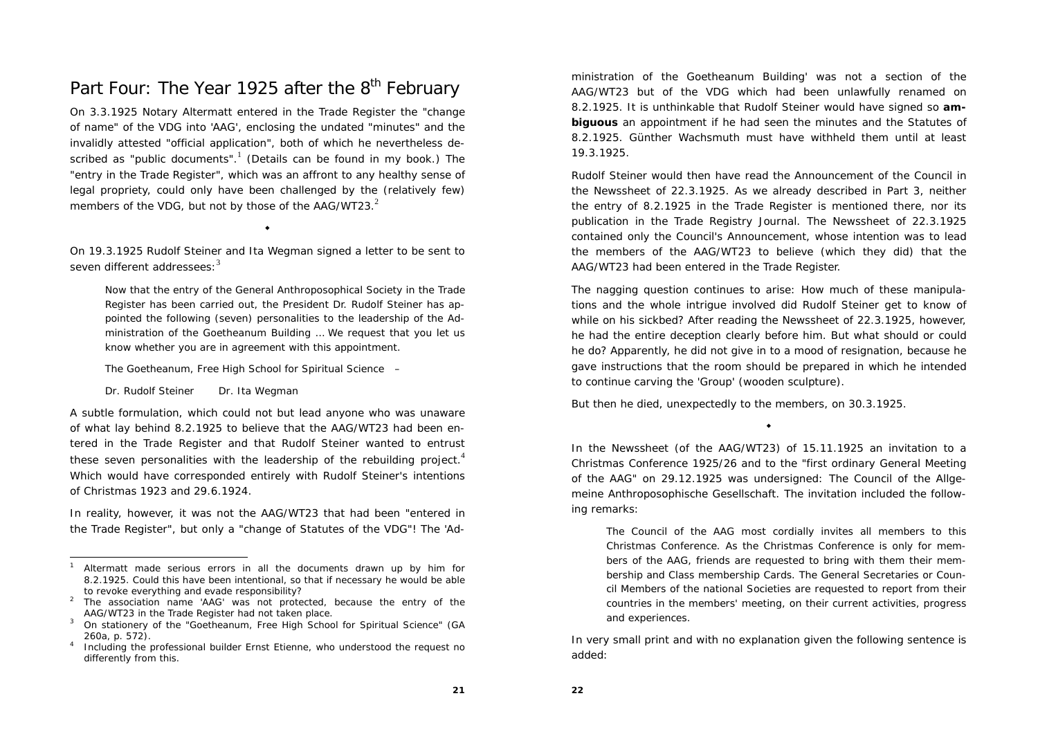# Part Four: The Year 1925 after the 8th February

On 3.3.1925 Notary Altermatt entered in the Trade Register the "change of name" of the VDG into 'AAG', enclosing the undated "minutes" and the invalidly attested "official application", both of which he nevertheless described as "public documents".[1] (Details can be found in my book.) The "entry in the Trade Register", which was an affront to any healthy sense of legal propriety, could only have been challenged by the (relatively few) members of the VDG, but not by those of the AAG/WT23.[2]

⬩

On 19.3.1925 Rudolf Steiner and Ita Wegman signed a letter to be sent to seven different addressees:[3]

> Now that the entry of the General Anthroposophical Society in the Trade Register has been carried out, the President Dr. Rudolf Steiner has appointed the following (seven) personalities to the leadership of the Administration of the Goetheanum Building ... We request that you let us know whether you are in agreement with this appointment.
>
> The Goetheanum, Free High School for Spiritual Science –
>
> Dr. Rudolf Steiner     Dr. Ita Wegman

A subtle formulation, which could not but lead anyone who was unaware of what lay behind 8.2.1925 to believe that the AAG/WT23 had been entered in the Trade Register and that Rudolf Steiner wanted to entrust these seven personalities with the leadership of the rebuilding project.[4] Which would have corresponded entirely with Rudolf Steiner's intentions of Christmas 1923 and 29.6.1924.

In reality, however, it was not the AAG/WT23 that had been "entered in the Trade Register", but only a "change of Statutes of the VDG"! The 'Administration of the Goetheanum Building' was not a section of the AAG/WT23 but of the VDG which had been unlawfully renamed on 8.2.1925. It is unthinkable that Rudolf Steiner would have signed so **ambiguous** an appointment if he had seen the minutes and the Statutes of 8.2.1925. Günther Wachsmuth must have withheld them until at least 19.3.1925.

Rudolf Steiner would then have read the Announcement of the Council in the Newssheet of 22.3.1925. As we already described in Part 3, neither the entry of 8.2.1925 in the Trade Register is mentioned there, nor its publication in the Trade Registry Journal. The Newssheet of 22.3.1925 contained only the Council's Announcement, whose intention was to lead the members of the AAG/WT23 to believe (which they did) that the AAG/WT23 had been entered in the Trade Register.

The nagging question continues to arise: How much of these manipulations and the whole intrigue involved did Rudolf Steiner get to know of while on his sickbed? After reading the Newssheet of 22.3.1925, however, he had the entire deception clearly before him. But what should or could he do? Apparently, he did not give in to a mood of resignation, because he gave instructions that the room should be prepared in which he intended to continue carving the 'Group' (wooden sculpture).

But then he died, unexpectedly to the members, on 30.3.1925.

⬩

In the Newssheet (of the AAG/WT23) of 15.11.1925 an invitation to a Christmas Conference 1925/26 and to the "first ordinary General Meeting of the AAG" on 29.12.1925 was undersigned: The Council of the Allgemeine Anthroposophische Gesellschaft. The invitation included the following remarks:

> The Council of the AAG most cordially invites all members to this Christmas Conference. As the Christmas Conference is only for members of the AAG, friends are requested to bring with them their membership and Class membership Cards. The General Secretaries or Council Members of the national Societies are requested to report from their countries in the members' meeting, on their current activities, progress and experiences.

In very small print and with no explanation given the following sentence is added:

---

[1] Altermatt made serious errors in all the documents drawn up by him for 8.2.1925. Could this have been intentional, so that if necessary he would be able to revoke everything and evade responsibility?

[2] The association name 'AAG' was not protected, because the entry of the AAG/WT23 in the Trade Register had not taken place.

[3] On stationery of the "Goetheanum, Free High School for Spiritual Science" (GA 260a, p. 572).

[4] Including the professional builder Ernst Etienne, who understood the request no differently from this.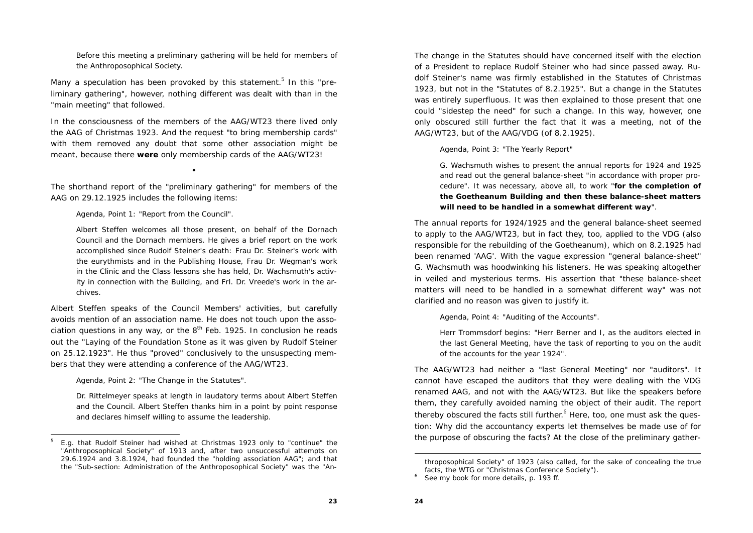> Before this meeting a preliminary gathering will be held for members of the Anthroposophical Society.

Many a speculation has been provoked by this statement.[5] In this "preliminary gathering", however, nothing different was dealt with than in the "main meeting" that followed.

In the consciousness of the members of the AAG/WT23 there lived only the AAG of Christmas 1923. And the request "to bring membership cards" with them removed any doubt that some other association might be meant, because there **were** only membership cards of the AAG/WT23!

◆

The shorthand report of the "preliminary gathering" for members of the AAG on 29.12.1925 includes the following items:

> Agenda, Point 1: "Report from the Council".
>
> Albert Steffen welcomes all those present, on behalf of the Dornach Council and the Dornach members. He gives a brief report on the work accomplished since Rudolf Steiner's death: Frau Dr. Steiner's work with the eurythmists and in the Publishing House, Frau Dr. Wegman's work in the Clinic and the Class lessons she has held, Dr. Wachsmuth's activity in connection with the Building, and Frl. Dr. Vreede's work in the archives.

Albert Steffen speaks of the Council Members' activities, but carefully avoids mention of an association name. He does not touch upon the association questions in any way, or the 8th Feb. 1925. In conclusion he reads out the "Laying of the Foundation Stone as it was given by Rudolf Steiner on 25.12.1923". He thus "proved" conclusively to the unsuspecting members that they were attending a conference of the AAG/WT23.

> Agenda, Point 2: "The Change in the Statutes".
>
> Dr. Rittelmeyer speaks at length in laudatory terms about Albert Steffen and the Council. Albert Steffen thanks him in a point by point response and declares himself willing to assume the leadership.

The change in the Statutes should have concerned itself with the election of a President to replace Rudolf Steiner who had since passed away. Rudolf Steiner's name was firmly established in the Statutes of Christmas 1923, but not in the "Statutes of 8.2.1925". But a change in the Statutes was entirely superfluous. It was then explained to those present that one could "sidestep the need" for such a change. In this way, however, one only obscured still further the fact that it was a meeting, not of the AAG/WT23, but of the AAG/VDG (of 8.2.1925).

> Agenda, Point 3: "The Yearly Report"
>
> G. Wachsmuth wishes to present the annual reports for 1924 and 1925 and read out the general balance-sheet "in accordance with proper procedure". It was necessary, above all, to work "**for the completion of the Goetheanum Building and then these balance-sheet matters will need to be handled in a somewhat different way**".

The annual reports for 1924/1925 and the general balance-sheet seemed to apply to the AAG/WT23, but in fact they, too, applied to the VDG (also responsible for the rebuilding of the Goetheanum), which on 8.2.1925 had been renamed 'AAG'. With the vague expression "general balance-sheet" G. Wachsmuth was hoodwinking his listeners. He was speaking altogether in veiled and mysterious terms. His assertion that "these balance-sheet matters will need to be handled in a somewhat different way" was not clarified and no reason was given to justify it.

> Agenda, Point 4: "Auditing of the Accounts".
>
> Herr Trommsdorf begins: "Herr Berner and I, as the auditors elected in the last General Meeting, have the task of reporting to you on the audit of the accounts for the year 1924".

The AAG/WT23 had neither a "last General Meeting" nor "auditors". It cannot have escaped the auditors that they were dealing with the VDG renamed AAG, and not with the AAG/WT23. But like the speakers before them, they carefully avoided naming the object of their audit. The report thereby obscured the facts still further.[6] Here, too, one must ask the question: Why did the accountancy experts let themselves be made use of for the purpose of obscuring the facts? At the close of the preliminary gather-

---

[5] E.g. that Rudolf Steiner had wished at Christmas 1923 only to "continue" the "Anthroposophical Society" of 1913 and, after two unsuccessful attempts on 29.6.1924 and 3.8.1924, had founded the "holding association AAG"; and that the "Sub-section: Administration of the Anthroposophical Society" was the "Anthroposophical Society" of 1923 (also called, for the sake of concealing the true facts, the WTG or "Christmas Conference Society").

[6] See my book for more details, p. 193 ff.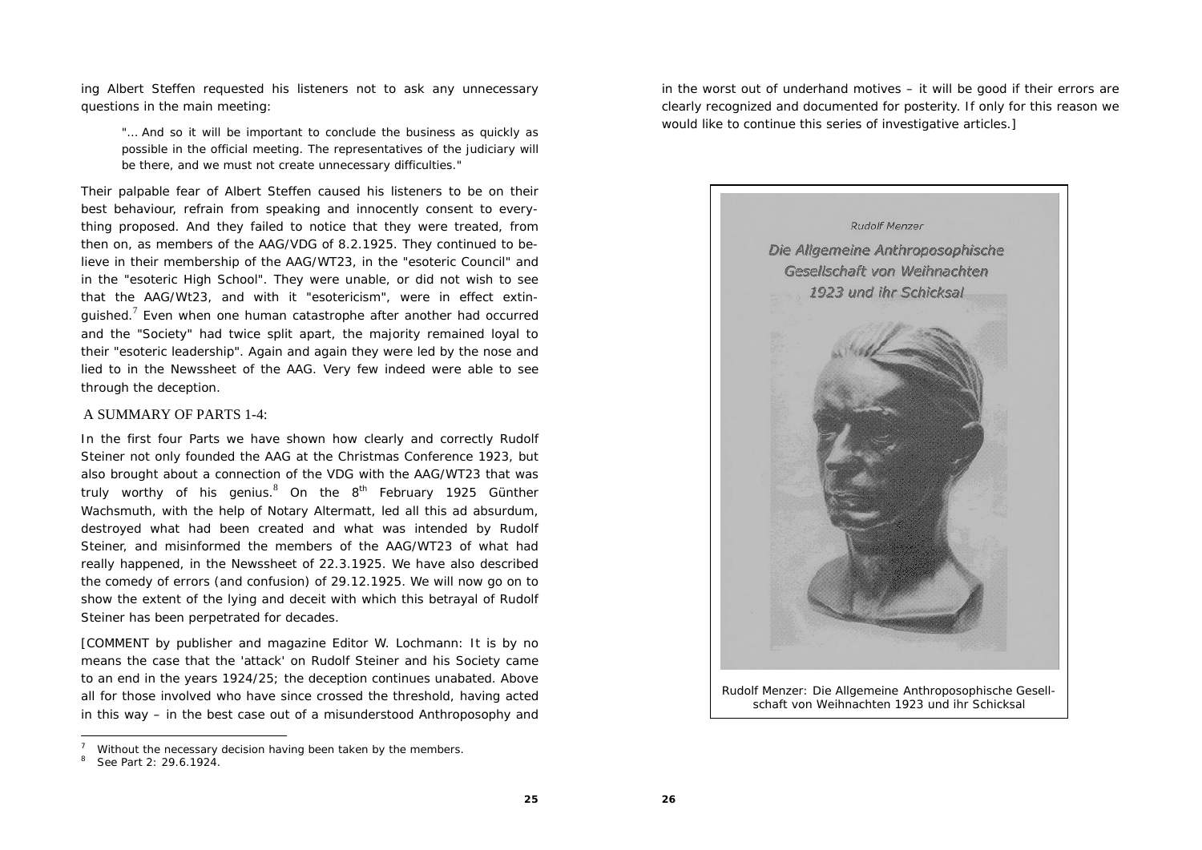ing Albert Steffen requested his listeners not to ask any unnecessary questions in the main meeting:

> "... And so it will be important to conclude the business as quickly as possible in the official meeting. The representatives of the judiciary will be there, and we must not create unnecessary difficulties."

Their palpable fear of Albert Steffen caused his listeners to be on their best behaviour, refrain from speaking and innocently consent to everything proposed. And they failed to notice that they were treated, from then on, as members of the AAG/VDG of 8.2.1925. They continued to believe in their membership of the AAG/WT23, in the "esoteric Council" and in the "esoteric High School". They were unable, or did not wish to see that the AAG/Wt23, and with it "esotericism", were in effect extinguished.[7] Even when one human catastrophe after another had occurred and the "Society" had twice split apart, the majority remained loyal to their "esoteric leadership". Again and again they were led by the nose and lied to in the Newssheet of the AAG. Very few indeed were able to see through the deception.

## A SUMMARY OF PARTS 1-4:

In the first four Parts we have shown how clearly and correctly Rudolf Steiner not only founded the AAG at the Christmas Conference 1923, but also brought about a connection of the VDG with the AAG/WT23 that was truly worthy of his genius.[8] On the 8th February 1925 Günther Wachsmuth, with the help of Notary Altermatt, led all this ad absurdum, destroyed what had been created and what was intended by Rudolf Steiner, and misinformed the members of the AAG/WT23 of what had really happened, in the Newssheet of 22.3.1925. We have also described the comedy of errors (and confusion) of 29.12.1925. We will now go on to show the extent of the lying and deceit with which this betrayal of Rudolf Steiner has been perpetrated for decades.

[COMMENT by publisher and magazine Editor W. Lochmann: It is by no means the case that the 'attack' on Rudolf Steiner and his Society came to an end in the years 1924/25; the deception continues unabated. Above all for those involved who have since crossed the threshold, having acted in this way – in the best case out of a misunderstood Anthroposophy and in the worst out of underhand motives – it will be good if their errors are clearly recognized and documented for posterity. If only for this reason we would like to continue this series of investigative articles.]

Rudolf Menzer: Die Allgemeine Anthroposophische Gesellschaft von Weihnachten 1923 und ihr Schicksal

---

[7] Without the necessary decision having been taken by the members.

[8] See Part 2: 29.6.1924.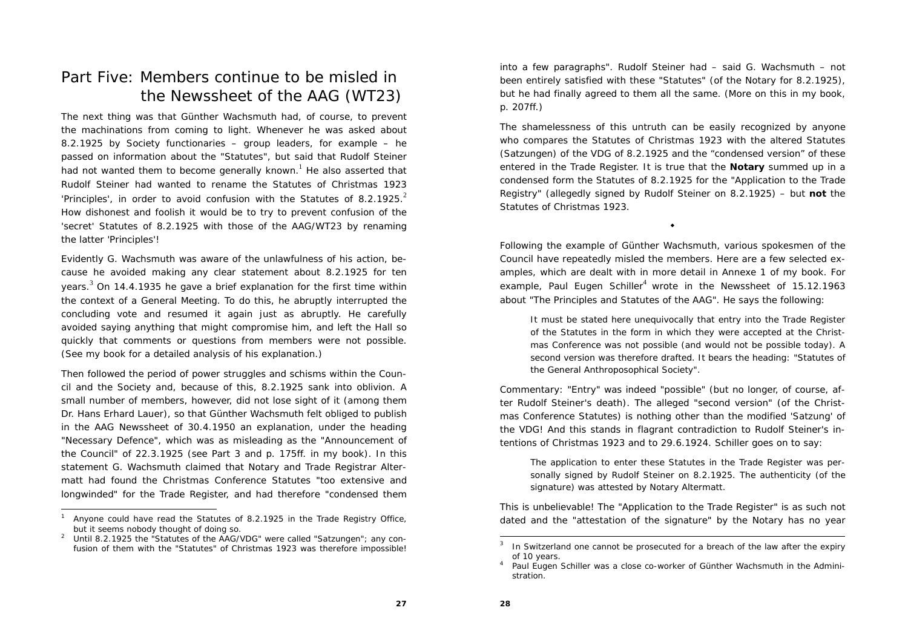# Part Five: Members continue to be misled in the Newssheet of the AAG (WT23)

The next thing was that Günther Wachsmuth had, of course, to prevent the machinations from coming to light. Whenever he was asked about 8.2.1925 by Society functionaries – group leaders, for example – he passed on information about the "Statutes", but said that Rudolf Steiner had not wanted them to become generally known.[1] He also asserted that Rudolf Steiner had wanted to rename the Statutes of Christmas 1923 'Principles', in order to avoid confusion with the Statutes of 8.2.1925.[2] How dishonest and foolish it would be to try to prevent confusion of the 'secret' Statutes of 8.2.1925 with those of the AAG/WT23 by renaming the latter 'Principles'!

Evidently G. Wachsmuth was aware of the unlawfulness of his action, because he avoided making any clear statement about 8.2.1925 for ten years.[3] On 14.4.1935 he gave a brief explanation for the first time within the context of a General Meeting. To do this, he abruptly interrupted the concluding vote and resumed it again just as abruptly. He carefully avoided saying anything that might compromise him, and left the Hall so quickly that comments or questions from members were not possible. (See my book for a detailed analysis of his explanation.)

Then followed the period of power struggles and schisms within the Council and the Society and, because of this, 8.2.1925 sank into oblivion. A small number of members, however, did not lose sight of it (among them Dr. Hans Erhard Lauer), so that Günther Wachsmuth felt obliged to publish in the AAG Newssheet of 30.4.1950 an explanation, under the heading "Necessary Defence", which was as misleading as the "Announcement of the Council" of 22.3.1925 (see Part 3 and p. 175ff. in my book). In this statement G. Wachsmuth claimed that Notary and Trade Registrar Altermatt had found the Christmas Conference Statutes "too extensive and longwinded" for the Trade Register, and had therefore "condensed them into a few paragraphs". Rudolf Steiner had – said G. Wachsmuth – not been entirely satisfied with these "Statutes" (of the Notary for 8.2.1925), but he had finally agreed to them all the same. (More on this in my book, p. 207ff.)

The shamelessness of this untruth can be easily recognized by anyone who compares the Statutes of Christmas 1923 with the altered Statutes (Satzungen) of the VDG of 8.2.1925 and the "condensed version" of these entered in the Trade Register. It is true that the **Notary** summed up in a condensed form the Statutes of 8.2.1925 for the "Application to the Trade Registry" (allegedly signed by Rudolf Steiner on 8.2.1925) – but **not** the Statutes of Christmas 1923.

◆

Following the example of Günther Wachsmuth, various spokesmen of the Council have repeatedly misled the members. Here are a few selected examples, which are dealt with in more detail in Annexe 1 of my book. For example, Paul Eugen Schiller[4] wrote in the Newssheet of 15.12.1963 about "The Principles and Statutes of the AAG". He says the following:

> It must be stated here unequivocally that entry into the Trade Register of the Statutes in the form in which they were accepted at the Christmas Conference was not possible (and would not be possible today). A second version was therefore drafted. It bears the heading: "Statutes of the General Anthroposophical Society".

Commentary: "Entry" was indeed "possible" (but no longer, of course, after Rudolf Steiner's death). The alleged "second version" (of the Christmas Conference Statutes) is nothing other than the modified 'Satzung' of the VDG! And this stands in flagrant contradiction to Rudolf Steiner's intentions of Christmas 1923 and to 29.6.1924. Schiller goes on to say:

> The application to enter these Statutes in the Trade Register was personally signed by Rudolf Steiner on 8.2.1925. The authenticity (of the signature) was attested by Notary Altermatt.

This is unbelievable! The "Application to the Trade Register" is as such not dated and the "attestation of the signature" by the Notary has no year

---

[1] Anyone could have read the Statutes of 8.2.1925 in the Trade Registry Office, but it seems nobody thought of doing so.

[2] Until 8.2.1925 the "Statutes of the AAG/VDG" were called "Satzungen"; any confusion of them with the "Statutes" of Christmas 1923 was therefore impossible!

[3] In Switzerland one cannot be prosecuted for a breach of the law after the expiry of 10 years.

[4] Paul Eugen Schiller was a close co-worker of Günther Wachsmuth in the Administration.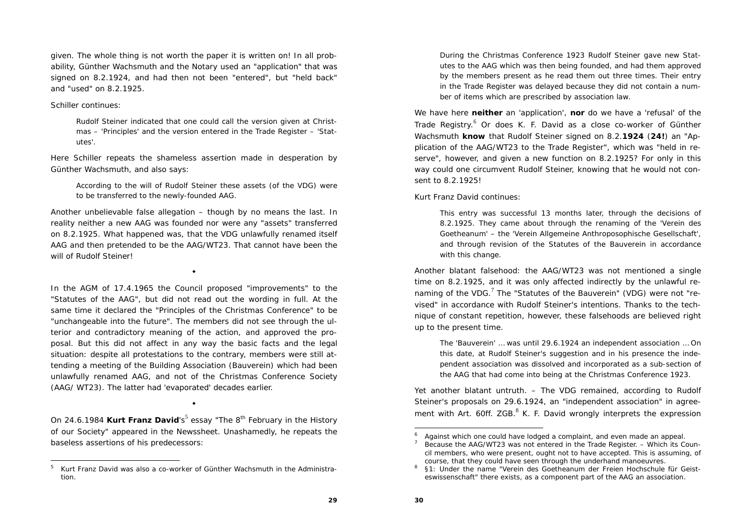given. The whole thing is not worth the paper it is written on! In all probability, Günther Wachsmuth and the Notary used an "application" that was signed on 8.2.1924, and had then not been "entered", but "held back" and "used" on 8.2.1925.

Schiller continues:

> Rudolf Steiner indicated that one could call the version given at Christmas – 'Principles' and the version entered in the Trade Register – 'Statutes'.

Here Schiller repeats the shameless assertion made in desperation by Günther Wachsmuth, and also says:

> According to the will of Rudolf Steiner these assets (of the VDG) were to be transferred to the newly-founded AAG.

Another unbelievable false allegation – though by no means the last. In reality neither a new AAG was founded nor were any "assets" transferred on 8.2.1925. What happened was, that the VDG unlawfully renamed itself AAG and then pretended to be the AAG/WT23. That cannot have been the will of Rudolf Steiner!

⬥

In the AGM of 17.4.1965 the Council proposed "improvements" to the "Statutes of the AAG", but did not read out the wording in full. At the same time it declared the "Principles of the Christmas Conference" to be "unchangeable into the future". The members did not see through the ulterior and contradictory meaning of the action, and approved the proposal. But this did not affect in any way the basic facts and the legal situation: despite all protestations to the contrary, members were still attending a meeting of the Building Association (Bauverein) which had been unlawfully renamed AAG, and not of the Christmas Conference Society (AAG/ WT23). The latter had 'evaporated' decades earlier.

⬥

On 24.6.1984 **Kurt Franz David**'s[5] essay "The 8th February in the History of our Society" appeared in the Newssheet. Unashamedly, he repeats the baseless assertions of his predecessors:

> During the Christmas Conference 1923 Rudolf Steiner gave new Statutes to the AAG which was then being founded, and had them approved by the members present as he read them out three times. Their entry in the Trade Register was delayed because they did not contain a number of items which are prescribed by association law.

We have here **neither** an 'application', **nor** do we have a 'refusal' of the Trade Registry.[6] Or does K. F. David as a close co-worker of Günther Wachsmuth **know** that Rudolf Steiner signed on 8.2.**1924** (**24!**) an "Application of the AAG/WT23 to the Trade Register", which was "held in reserve", however, and given a new function on 8.2.1925? For only in this way could one circumvent Rudolf Steiner, knowing that he would not consent to 8.2.1925!

Kurt Franz David continues:

> This entry was successful 13 months later, through the decisions of 8.2.1925. They came about through the renaming of the 'Verein des Goetheanum' – the 'Verein Allgemeine Anthroposophische Gesellschaft', and through revision of the Statutes of the Bauverein in accordance with this change.

Another blatant falsehood: the AAG/WT23 was not mentioned a single time on 8.2.1925, and it was only affected indirectly by the unlawful renaming of the VDG.[7] The "Statutes of the Bauverein" (VDG) were not "revised" in accordance with Rudolf Steiner's intentions. Thanks to the technique of constant repetition, however, these falsehoods are believed right up to the present time.

> The 'Bauverein' ... was until 29.6.1924 an independent association ... On this date, at Rudolf Steiner's suggestion and in his presence the independent association was dissolved and incorporated as a sub-section of the AAG that had come into being at the Christmas Conference 1923.

Yet another blatant untruth. – The VDG remained, according to Rudolf Steiner's proposals on 29.6.1924, an "independent association" in agreement with Art. 60ff. ZGB.[8] K. F. David wrongly interprets the expression

---

[5] Kurt Franz David was also a co-worker of Günther Wachsmuth in the Administration.

[6] Against which one could have lodged a complaint, and even made an appeal.

[7] Because the AAG/WT23 was not entered in the Trade Register. – Which its Council members, who were present, ought not to have accepted. This is assuming, of course, that they could have seen through the underhand manoeuvres.

[8] §1: Under the name "Verein des Goetheanum der Freien Hochschule für Geisteswissenschaft" there exists, as a component part of the AAG an association.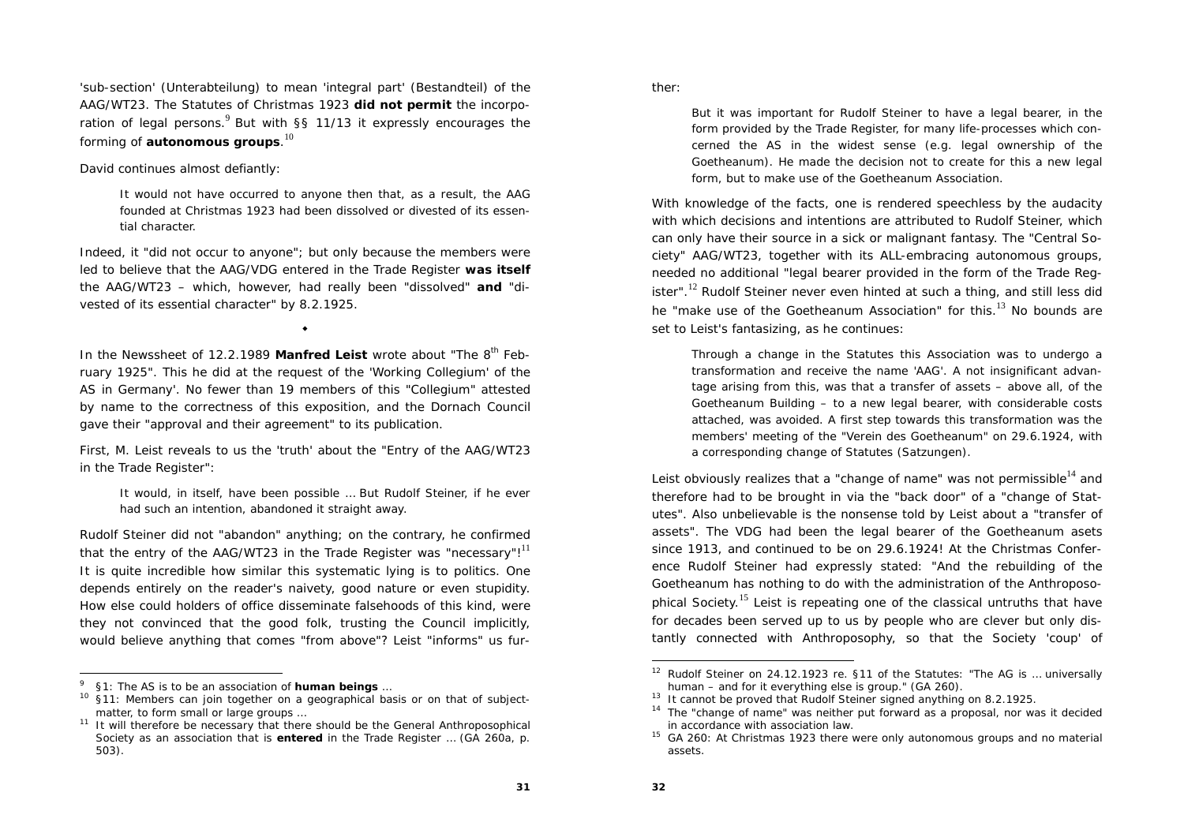'sub-section' (Unterabteilung) to mean 'integral part' (Bestandteil) of the AAG/WT23. The Statutes of Christmas 1923 **did not permit** the incorporation of legal persons.[9] But with §§ 11/13 it expressly encourages the forming of **autonomous groups**.[10]

David continues almost defiantly:

> It would not have occurred to anyone then that, as a result, the AAG founded at Christmas 1923 had been dissolved or divested of its essential character.

Indeed, it "did not occur to anyone"; but only because the members were led to believe that the AAG/VDG entered in the Trade Register **was itself** the AAG/WT23 – which, however, had really been "dissolved" **and** "divested of its essential character" by 8.2.1925.

◆

In the Newssheet of 12.2.1989 **Manfred Leist** wrote about "The 8th February 1925". This he did at the request of the 'Working Collegium' of the AS in Germany'. No fewer than 19 members of this "Collegium" attested by name to the correctness of this exposition, and the Dornach Council gave their "approval and their agreement" to its publication.

First, M. Leist reveals to us the 'truth' about the "Entry of the AAG/WT23 in the Trade Register":

> It would, in itself, have been possible ... But Rudolf Steiner, if he ever had such an intention, abandoned it straight away.

Rudolf Steiner did not "abandon" anything; on the contrary, he confirmed that the entry of the AAG/WT23 in the Trade Register was "necessary"![11] It is quite incredible how similar this systematic lying is to politics. One depends entirely on the reader's naivety, good nature or even stupidity. How else could holders of office disseminate falsehoods of this kind, were they not convinced that the good folk, trusting the Council implicitly, would believe anything that comes "from above"? Leist "informs" us further:

> But it was important for Rudolf Steiner to have a legal bearer, in the form provided by the Trade Register, for many life-processes which concerned the AS in the widest sense (e.g. legal ownership of the Goetheanum). He made the decision not to create for this a new legal form, but to make use of the Goetheanum Association.

With knowledge of the facts, one is rendered speechless by the audacity with which decisions and intentions are attributed to Rudolf Steiner, which can only have their source in a sick or malignant fantasy. The "Central Society" AAG/WT23, together with its ALL-embracing autonomous groups, needed no additional "legal bearer provided in the form of the Trade Register".[12] Rudolf Steiner never even hinted at such a thing, and still less did he "make use of the Goetheanum Association" for this.[13] No bounds are set to Leist's fantasizing, as he continues:

> Through a change in the Statutes this Association was to undergo a transformation and receive the name 'AAG'. A not insignificant advantage arising from this, was that a transfer of assets – above all, of the Goetheanum Building – to a new legal bearer, with considerable costs attached, was avoided. A first step towards this transformation was the members' meeting of the "Verein des Goetheanum" on 29.6.1924, with a corresponding change of Statutes (Satzungen).

Leist obviously realizes that a "change of name" was not permissible[14] and therefore had to be brought in via the "back door" of a "change of Statutes". Also unbelievable is the nonsense told by Leist about a "transfer of assets". The VDG had been the legal bearer of the Goetheanum asets since 1913, and continued to be on 29.6.1924! At the Christmas Conference Rudolf Steiner had expressly stated: "And the rebuilding of the Goetheanum has nothing to do with the administration of the Anthroposophical Society.[15] Leist is repeating one of the classical untruths that have for decades been served up to us by people who are clever but only distantly connected with Anthroposophy, so that the Society 'coup' of

---

[9] §1: The AS is to be an association of **human beings** ...

[10] §11: Members can join together on a geographical basis or on that of subject-matter, to form small or large groups ...

[11] It will therefore be necessary that there should be the General Anthroposophical Society as an association that is **entered** in the Trade Register ... (GA 260a, p. 503).

[12] Rudolf Steiner on 24.12.1923 re. §11 of the Statutes: "The AG is ... universally human – and for it everything else is group." (GA 260).

[13] It cannot be proved that Rudolf Steiner signed anything on 8.2.1925.

[14] The "change of name" was neither put forward as a proposal, nor was it decided in accordance with association law.

[15] GA 260: At Christmas 1923 there were only autonomous groups and no material assets.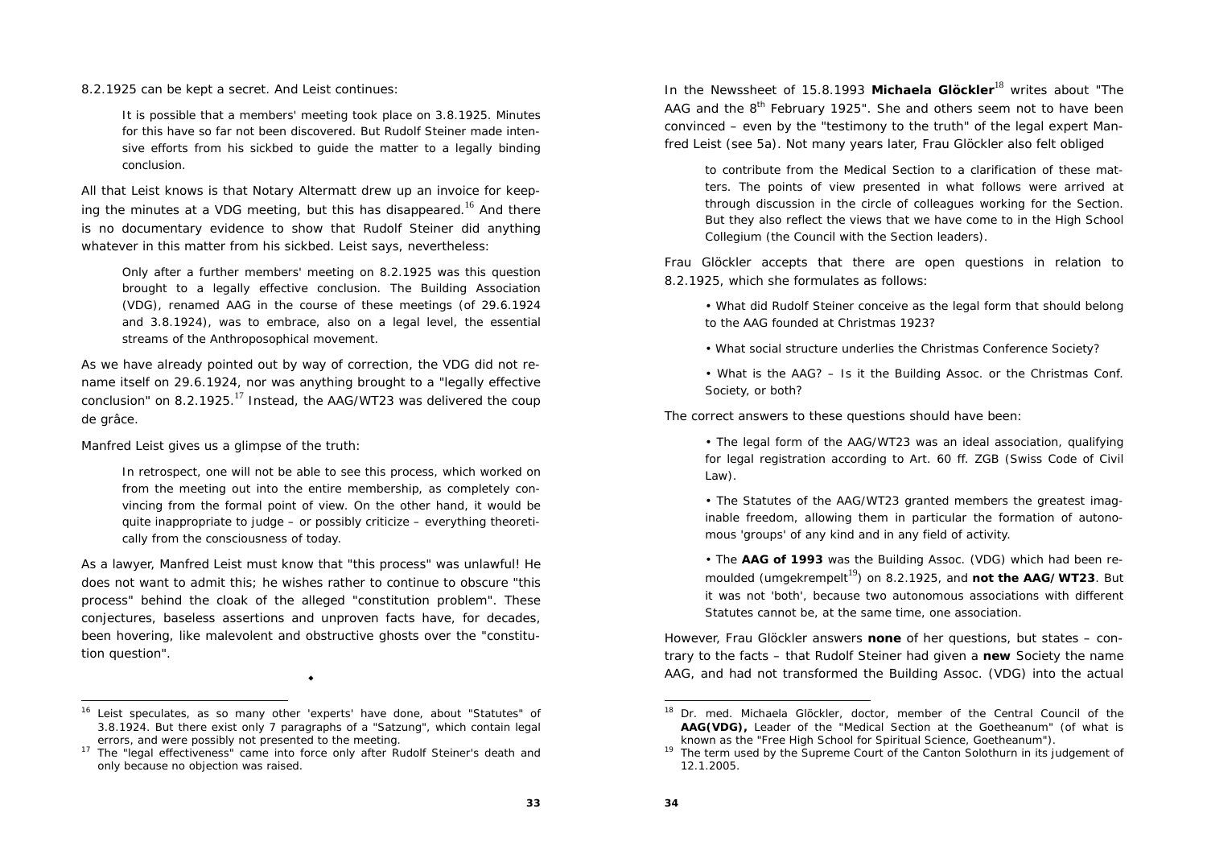8.2.1925 can be kept a secret. And Leist continues:

> It is possible that a members' meeting took place on 3.8.1925. Minutes for this have so far not been discovered. But Rudolf Steiner made intensive efforts from his sickbed to guide the matter to a legally binding conclusion.

All that Leist knows is that Notary Altermatt drew up an invoice for keeping the minutes at a VDG meeting, but this has disappeared.[16] And there is no documentary evidence to show that Rudolf Steiner did anything whatever in this matter from his sickbed. Leist says, nevertheless:

> Only after a further members' meeting on 8.2.1925 was this question brought to a legally effective conclusion. The Building Association (VDG), renamed AAG in the course of these meetings (of 29.6.1924 and 3.8.1924), was to embrace, also on a legal level, the essential streams of the Anthroposophical movement.

As we have already pointed out by way of correction, the VDG did not rename itself on 29.6.1924, nor was anything brought to a "legally effective conclusion" on 8.2.1925.[17] Instead, the AAG/WT23 was delivered the coup de grâce.

Manfred Leist gives us a glimpse of the truth:

> In retrospect, one will not be able to see this process, which worked on from the meeting out into the entire membership, as completely convincing from the formal point of view. On the other hand, it would be quite inappropriate to judge – or possibly criticize – everything theoretically from the consciousness of today.

As a lawyer, Manfred Leist must know that "this process" was unlawful! He does not want to admit this; he wishes rather to continue to obscure "this process" behind the cloak of the alleged "constitution problem". These conjectures, baseless assertions and unproven facts have, for decades, been hovering, like malevolent and obstructive ghosts over the "constitution question".

◆

[16] Leist speculates, as so many other 'experts' have done, about "Statutes" of 3.8.1924. But there exist only 7 paragraphs of a "Satzung", which contain legal errors, and were possibly not presented to the meeting.

[17] The "legal effectiveness" came into force only after Rudolf Steiner's death and only because no objection was raised.

In the Newssheet of 15.8.1993 **Michaela Glöckler**[18] writes about "The AAG and the 8th February 1925". She and others seem not to have been convinced – even by the "testimony to the truth" of the legal expert Manfred Leist (see 5a). Not many years later, Frau Glöckler also felt obliged

> to contribute from the Medical Section to a clarification of these matters. The points of view presented in what follows were arrived at through discussion in the circle of colleagues working for the Section. But they also reflect the views that we have come to in the High School Collegium (the Council with the Section leaders).

Frau Glöckler accepts that there are open questions in relation to 8.2.1925, which she formulates as follows:

> • What did Rudolf Steiner conceive as the legal form that should belong to the AAG founded at Christmas 1923?
>
> • What social structure underlies the Christmas Conference Society?
>
> • What is the AAG? – Is it the Building Assoc. or the Christmas Conf. Society, or both?

The correct answers to these questions should have been:

> • The legal form of the AAG/WT23 was an ideal association, qualifying for legal registration according to Art. 60 ff. ZGB (Swiss Code of Civil Law).
>
> • The Statutes of the AAG/WT23 granted members the greatest imaginable freedom, allowing them in particular the formation of autonomous 'groups' of any kind and in any field of activity.
>
> • The **AAG of 1993** was the Building Assoc. (VDG) which had been remoulded (umgekrempelt[19]) on 8.2.1925, and **not the AAG/WT23**. But it was not 'both', because two autonomous associations with different Statutes cannot be, at the same time, one association.

However, Frau Glöckler answers **none** of her questions, but states – contrary to the facts – that Rudolf Steiner had given a **new** Society the name AAG, and had not transformed the Building Assoc. (VDG) into the actual

[18] Dr. med. Michaela Glöckler, doctor, member of the Central Council of the **AAG(VDG),** Leader of the "Medical Section at the Goetheanum" (of what is known as the "Free High School for Spiritual Science, Goetheanum").

[19] The term used by the Supreme Court of the Canton Solothurn in its judgement of 12.1.2005.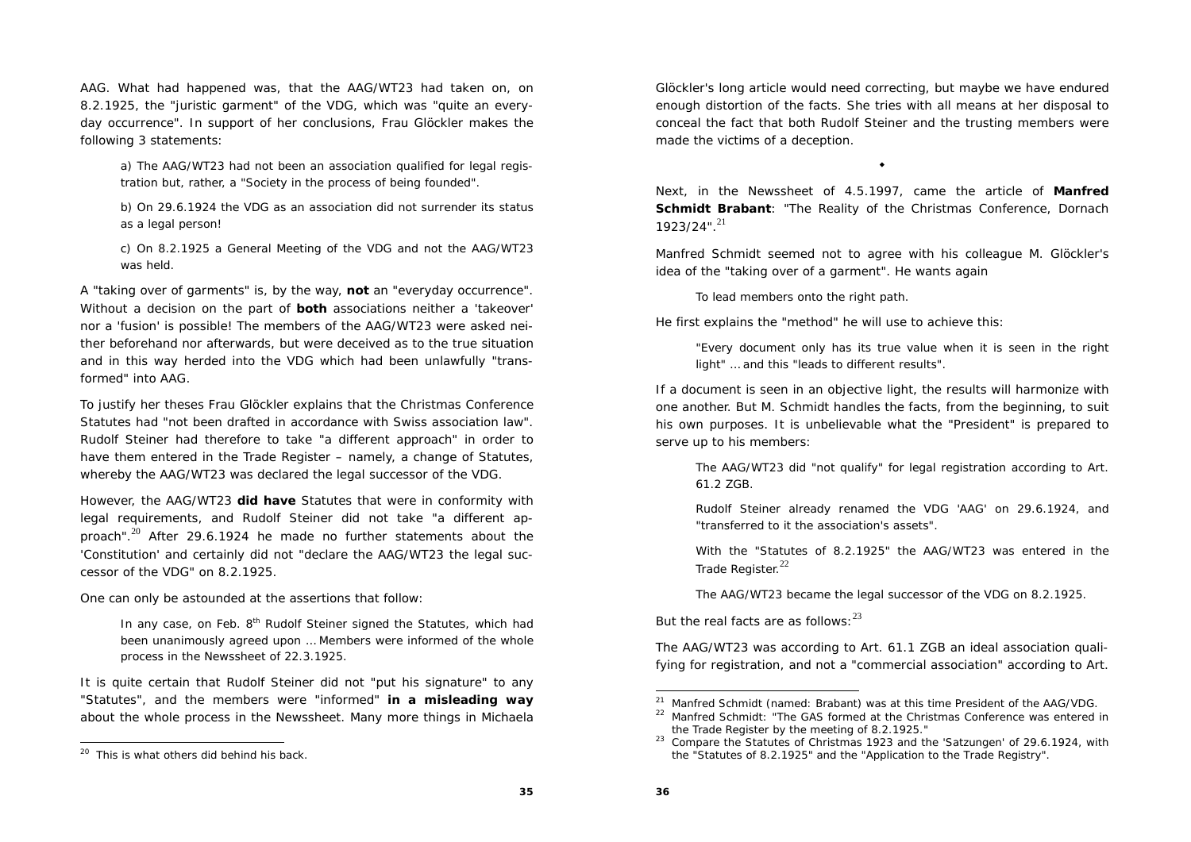AAG. What had happened was, that the AAG/WT23 had taken on, on 8.2.1925, the "juristic garment" of the VDG, which was "quite an everyday occurrence". In support of her conclusions, Frau Glöckler makes the following 3 statements:

> a) The AAG/WT23 had not been an association qualified for legal registration but, rather, a "Society in the process of being founded".
>
> b) On 29.6.1924 the VDG as an association did not surrender its status as a legal person!
>
> c) On 8.2.1925 a General Meeting of the VDG and not the AAG/WT23 was held.

A "taking over of garments" is, by the way, **not** an "everyday occurrence". Without a decision on the part of **both** associations neither a 'takeover' nor a 'fusion' is possible! The members of the AAG/WT23 were asked neither beforehand nor afterwards, but were deceived as to the true situation and in this way herded into the VDG which had been unlawfully "transformed" into AAG.

To justify her theses Frau Glöckler explains that the Christmas Conference Statutes had "not been drafted in accordance with Swiss association law". Rudolf Steiner had therefore to take "a different approach" in order to have them entered in the Trade Register – namely, a change of Statutes, whereby the AAG/WT23 was declared the legal successor of the VDG.

However, the AAG/WT23 **did have** Statutes that were in conformity with legal requirements, and Rudolf Steiner did not take "a different approach".[20] After 29.6.1924 he made no further statements about the 'Constitution' and certainly did not "declare the AAG/WT23 the legal successor of the VDG" on 8.2.1925.

One can only be astounded at the assertions that follow:

> In any case, on Feb. 8th Rudolf Steiner signed the Statutes, which had been unanimously agreed upon ... Members were informed of the whole process in the Newssheet of 22.3.1925.

It is quite certain that Rudolf Steiner did not "put his signature" to any "Statutes", and the members were "informed" **in a misleading way** about the whole process in the Newssheet. Many more things in Michaela Glöckler's long article would need correcting, but maybe we have endured enough distortion of the facts. She tries with all means at her disposal to conceal the fact that both Rudolf Steiner and the trusting members were made the victims of a deception.

◆

Next, in the Newssheet of 4.5.1997, came the article of **Manfred Schmidt Brabant**: "The Reality of the Christmas Conference, Dornach 1923/24".[21]

Manfred Schmidt seemed not to agree with his colleague M. Glöckler's idea of the "taking over of a garment". He wants again

> To lead members onto the right path.

He first explains the "method" he will use to achieve this:

> "Every document only has its true value when it is seen in the right light" ... and this "leads to different results".

If a document is seen in an objective light, the results will harmonize with one another. But M. Schmidt handles the facts, from the beginning, to suit his own purposes. It is unbelievable what the "President" is prepared to serve up to his members:

> The AAG/WT23 did "not qualify" for legal registration according to Art. 61.2 ZGB.
>
> Rudolf Steiner already renamed the VDG 'AAG' on 29.6.1924, and "transferred to it the association's assets".
>
> With the "Statutes of 8.2.1925" the AAG/WT23 was entered in the Trade Register.[22]
>
> The AAG/WT23 became the legal successor of the VDG on 8.2.1925.

But the real facts are as follows:[23]

The AAG/WT23 was according to Art. 61.1 ZGB an ideal association qualifying for registration, and not a "commercial association" according to Art.

---

[20] This is what others did behind his back.

[21] Manfred Schmidt (named: Brabant) was at this time President of the AAG/VDG.

[22] Manfred Schmidt: "The GAS formed at the Christmas Conference was entered in the Trade Register by the meeting of 8.2.1925."

[23] Compare the Statutes of Christmas 1923 and the 'Satzungen' of 29.6.1924, with the "Statutes of 8.2.1925" and the "Application to the Trade Registry".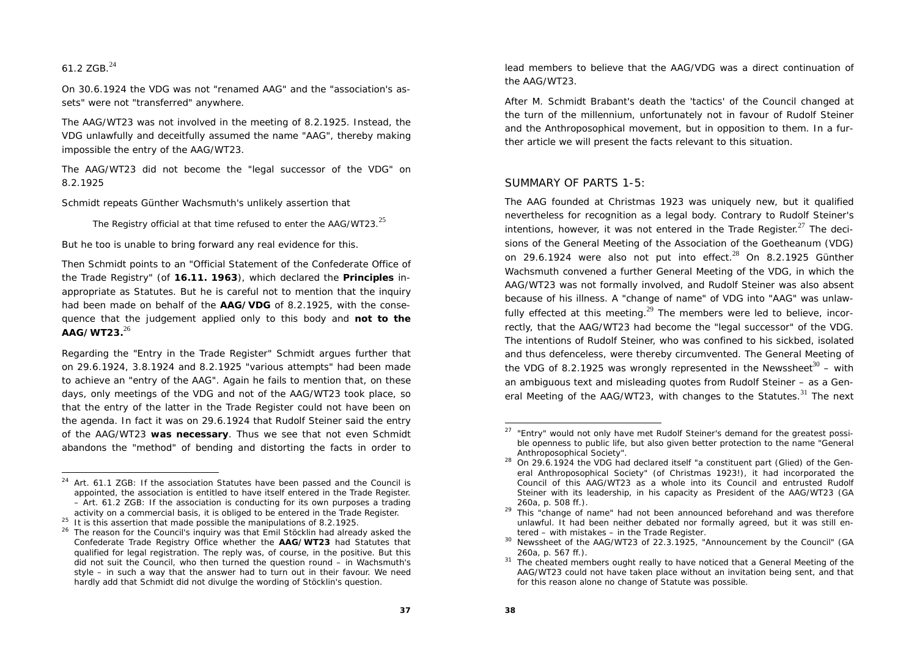61.2 ZGB.[24]

On 30.6.1924 the VDG was not "renamed AAG" and the "association's assets" were not "transferred" anywhere.

The AAG/WT23 was not involved in the meeting of 8.2.1925. Instead, the VDG unlawfully and deceitfully assumed the name "AAG", thereby making impossible the entry of the AAG/WT23.

The AAG/WT23 did not become the "legal successor of the VDG" on 8.2.1925

Schmidt repeats Günther Wachsmuth's unlikely assertion that

> The Registry official at that time refused to enter the AAG/WT23.[25]

But he too is unable to bring forward any real evidence for this.

Then Schmidt points to an "Official Statement of the Confederate Office of the Trade Registry" (of **16.11. 1963**), which declared the **Principles** inappropriate as Statutes. But he is careful not to mention that the inquiry had been made on behalf of the **AAG/VDG** of 8.2.1925, with the consequence that the judgement applied only to this body and **not to the AAG/WT23.**[26]

Regarding the "Entry in the Trade Register" Schmidt argues further that on 29.6.1924, 3.8.1924 and 8.2.1925 "various attempts" had been made to achieve an "entry of the AAG". Again he fails to mention that, on these days, only meetings of the VDG and not of the AAG/WT23 took place, so that the entry of the latter in the Trade Register could not have been on the agenda. In fact it was on 29.6.1924 that Rudolf Steiner said the entry of the AAG/WT23 **was necessary**. Thus we see that not even Schmidt abandons the "method" of bending and distorting the facts in order to lead members to believe that the AAG/VDG was a direct continuation of the AAG/WT23.

After M. Schmidt Brabant's death the 'tactics' of the Council changed at the turn of the millennium, unfortunately not in favour of Rudolf Steiner and the Anthroposophical movement, but in opposition to them. In a further article we will present the facts relevant to this situation.

## SUMMARY OF PARTS 1-5:

The AAG founded at Christmas 1923 was uniquely new, but it qualified nevertheless for recognition as a legal body. Contrary to Rudolf Steiner's intentions, however, it was not entered in the Trade Register.[27] The decisions of the General Meeting of the Association of the Goetheanum (VDG) on 29.6.1924 were also not put into effect.[28] On 8.2.1925 Günther Wachsmuth convened a further General Meeting of the VDG, in which the AAG/WT23 was not formally involved, and Rudolf Steiner was also absent because of his illness. A "change of name" of VDG into "AAG" was unlawfully effected at this meeting.[29] The members were led to believe, incorrectly, that the AAG/WT23 had become the "legal successor" of the VDG. The intentions of Rudolf Steiner, who was confined to his sickbed, isolated and thus defenceless, were thereby circumvented. The General Meeting of the VDG of 8.2.1925 was wrongly represented in the Newssheet[30] – with an ambiguous text and misleading quotes from Rudolf Steiner – as a General Meeting of the AAG/WT23, with changes to the Statutes.[31] The next

---

[24] Art. 61.1 ZGB: If the association Statutes have been passed and the Council is appointed, the association is entitled to have itself entered in the Trade Register. – Art. 61.2 ZGB: If the association is conducting for its own purposes a trading activity on a commercial basis, it is obliged to be entered in the Trade Register.

[25] It is this assertion that made possible the manipulations of 8.2.1925.

[26] The reason for the Council's inquiry was that Emil Stöcklin had already asked the Confederate Trade Registry Office whether the **AAG/WT23** had Statutes that qualified for legal registration. The reply was, of course, in the positive. But this did not suit the Council, who then turned the question round – in Wachsmuth's style – in such a way that the answer had to turn out in their favour. We need hardly add that Schmidt did not divulge the wording of Stöcklin's question.

[27] "Entry" would not only have met Rudolf Steiner's demand for the greatest possible openness to public life, but also given better protection to the name "General Anthroposophical Society".

[28] On 29.6.1924 the VDG had declared itself "a constituent part (Glied) of the General Anthroposophical Society" (of Christmas 1923!), it had incorporated the Council of this AAG/WT23 as a whole into its Council and entrusted Rudolf Steiner with its leadership, in his capacity as President of the AAG/WT23 (GA 260a, p. 508 ff.).

[29] This "change of name" had not been announced beforehand and was therefore unlawful. It had been neither debated nor formally agreed, but it was still entered – with mistakes – in the Trade Register.

[30] Newssheet of the AAG/WT23 of 22.3.1925, "Announcement by the Council" (GA 260a, p. 567 ff.).

[31] The cheated members ought really to have noticed that a General Meeting of the AAG/WT23 could not have taken place without an invitation being sent, and that for this reason alone no change of Statute was possible.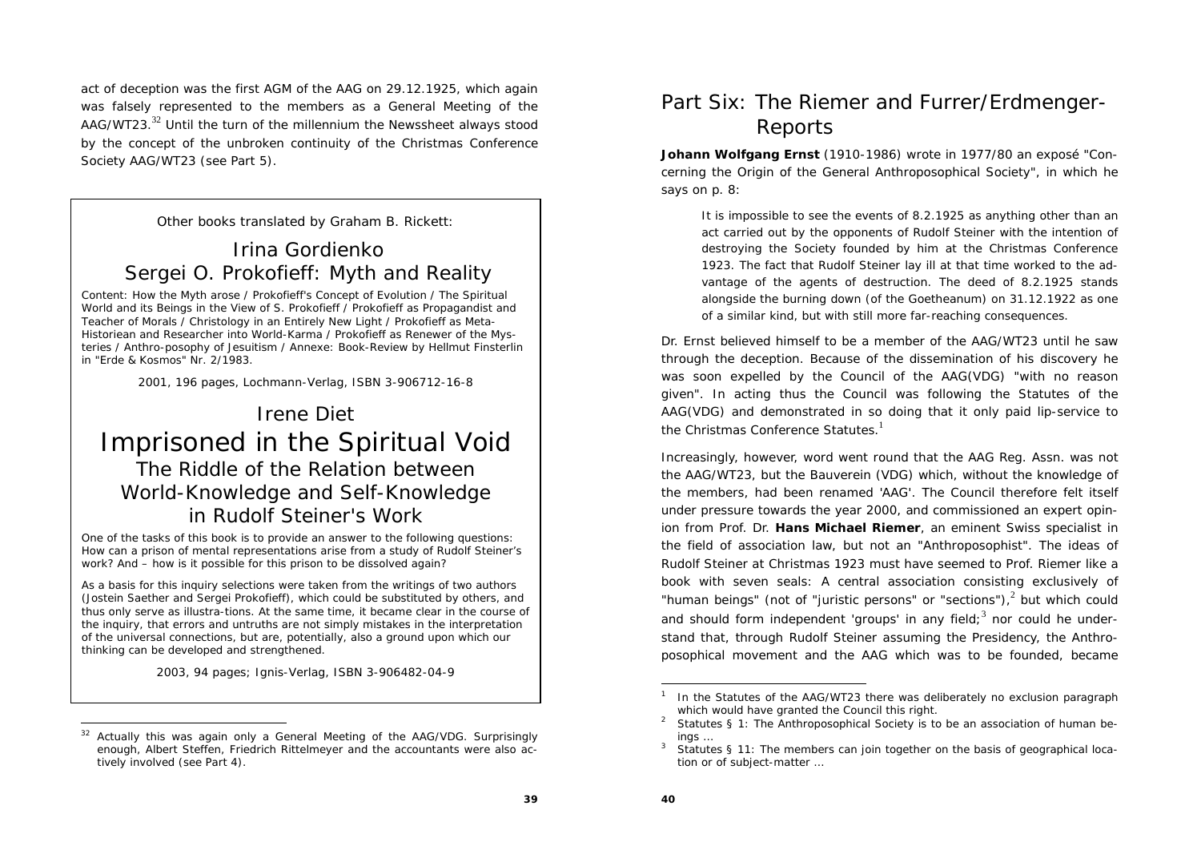act of deception was the first AGM of the AAG on 29.12.1925, which again was falsely represented to the members as a General Meeting of the AAG/WT23.[32] Until the turn of the millennium the Newssheet always stood by the concept of the unbroken continuity of the Christmas Conference Society AAG/WT23 (see Part 5).

---

Other books translated by Graham B. Rickett:

## Irina Gordienko
## Sergei O. Prokofieff: Myth and Reality

Content: How the Myth arose / Prokofieff's Concept of Evolution / The Spiritual World and its Beings in the View of S. Prokofieff / Prokofieff as Propagandist and Teacher of Morals / Christology in an Entirely New Light / Prokofieff as Meta-Historiean and Researcher into World-Karma / Prokofieff as Renewer of the Mysteries / Anthro-posophy of Jesuitism / Annexe: Book-Review by Hellmut Finsterlin in "Erde & Kosmos" Nr. 2/1983.

2001, 196 pages, Lochmann-Verlag, ISBN 3-906712-16-8

## Irene Diet
# Imprisoned in the Spiritual Void
## The Riddle of the Relation between World-Knowledge and Self-Knowledge in Rudolf Steiner's Work

One of the tasks of this book is to provide an answer to the following questions: How can a prison of mental representations arise from a study of Rudolf Steiner's work? And – how is it possible for this prison to be dissolved again?

As a basis for this inquiry selections were taken from the writings of two authors (Jostein Saether and Sergei Prokofieff), which could be substituted by others, and thus only serve as illustra-tions. At the same time, it became clear in the course of the inquiry, that errors and untruths are not simply mistakes in the interpretation of the universal connections, but are, potentially, also a ground upon which our thinking can be developed and strengthened.

2003, 94 pages; Ignis-Verlag, ISBN 3-906482-04-9

---

[32] Actually this was again only a General Meeting of the AAG/VDG. Surprisingly enough, Albert Steffen, Friedrich Rittelmeyer and the accountants were also actively involved (see Part 4).

# Part Six: The Riemer and Furrer/Erdmenger-Reports

**Johann Wolfgang Ernst** (1910-1986) wrote in 1977/80 an exposé "Concerning the Origin of the General Anthroposophical Society", in which he says on p. 8:

> It is impossible to see the events of 8.2.1925 as anything other than an act carried out by the opponents of Rudolf Steiner with the intention of destroying the Society founded by him at the Christmas Conference 1923. The fact that Rudolf Steiner lay ill at that time worked to the advantage of the agents of destruction. The deed of 8.2.1925 stands alongside the burning down (of the Goetheanum) on 31.12.1922 as one of a similar kind, but with still more far-reaching consequences.

Dr. Ernst believed himself to be a member of the AAG/WT23 until he saw through the deception. Because of the dissemination of his discovery he was soon expelled by the Council of the AAG(VDG) "with no reason given". In acting thus the Council was following the Statutes of the AAG(VDG) and demonstrated in so doing that it only paid lip-service to the Christmas Conference Statutes.[1]

Increasingly, however, word went round that the AAG Reg. Assn. was not the AAG/WT23, but the Bauverein (VDG) which, without the knowledge of the members, had been renamed 'AAG'. The Council therefore felt itself under pressure towards the year 2000, and commissioned an expert opinion from Prof. Dr. **Hans Michael Riemer**, an eminent Swiss specialist in the field of association law, but not an "Anthroposophist". The ideas of Rudolf Steiner at Christmas 1923 must have seemed to Prof. Riemer like a book with seven seals: A central association consisting exclusively of "human beings" (not of "juristic persons" or "sections"),[2] but which could and should form independent 'groups' in any field;[3] nor could he understand that, through Rudolf Steiner assuming the Presidency, the Anthroposophical movement and the AAG which was to be founded, became

---

[1] In the Statutes of the AAG/WT23 there was deliberately no exclusion paragraph which would have granted the Council this right.

[2] Statutes § 1: The Anthroposophical Society is to be an association of human beings ...

[3] Statutes § 11: The members can join together on the basis of geographical location or of subject-matter ...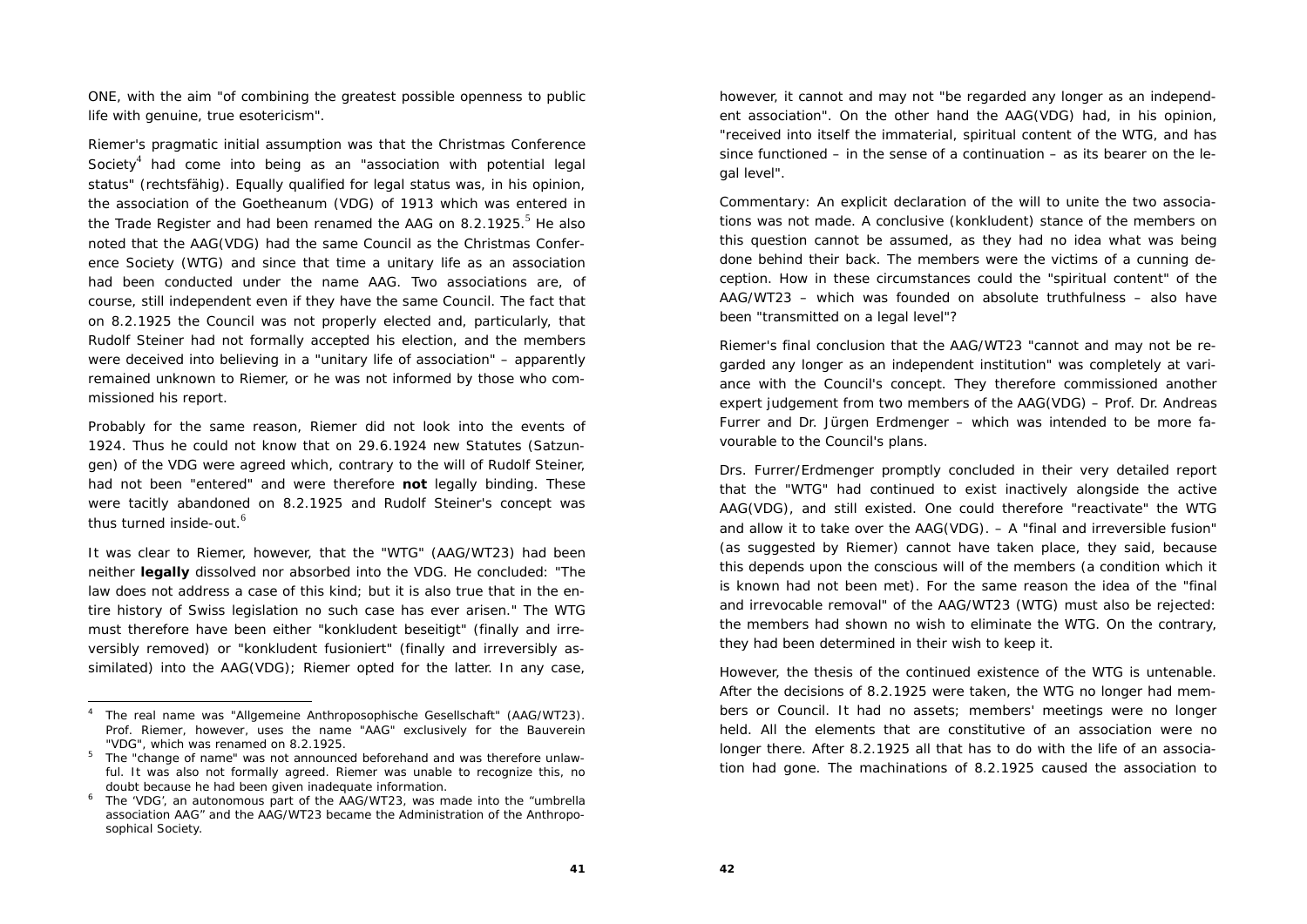ONE, with the aim "of combining the greatest possible openness to public life with genuine, true esotericism".

Riemer's pragmatic initial assumption was that the Christmas Conference Society[4] had come into being as an "association with potential legal status" (rechtsfähig). Equally qualified for legal status was, in his opinion, the association of the Goetheanum (VDG) of 1913 which was entered in the Trade Register and had been renamed the AAG on 8.2.1925.[5] He also noted that the AAG(VDG) had the same Council as the Christmas Conference Society (WTG) and since that time a unitary life as an association had been conducted under the name AAG. Two associations are, of course, still independent even if they have the same Council. The fact that on 8.2.1925 the Council was not properly elected and, particularly, that Rudolf Steiner had not formally accepted his election, and the members were deceived into believing in a "unitary life of association" – apparently remained unknown to Riemer, or he was not informed by those who commissioned his report.

Probably for the same reason, Riemer did not look into the events of 1924. Thus he could not know that on 29.6.1924 new Statutes (Satzungen) of the VDG were agreed which, contrary to the will of Rudolf Steiner, had not been "entered" and were therefore **not** legally binding. These were tacitly abandoned on 8.2.1925 and Rudolf Steiner's concept was thus turned inside-out.[6]

It was clear to Riemer, however, that the "WTG" (AAG/WT23) had been neither **legally** dissolved nor absorbed into the VDG. He concluded: "The law does not address a case of this kind; but it is also true that in the entire history of Swiss legislation no such case has ever arisen." The WTG must therefore have been either "konkludent beseitigt" (finally and irreversibly removed) or "konkludent fusioniert" (finally and irreversibly assimilated) into the AAG(VDG); Riemer opted for the latter. In any case, however, it cannot and may not "be regarded any longer as an independent association". On the other hand the AAG(VDG) had, in his opinion, "received into itself the immaterial, spiritual content of the WTG, and has since functioned – in the sense of a continuation – as its bearer on the legal level".

Commentary: An explicit declaration of the will to unite the two associations was not made. A conclusive (konkludent) stance of the members on this question cannot be assumed, as they had no idea what was being done behind their back. The members were the victims of a cunning deception. How in these circumstances could the "spiritual content" of the AAG/WT23 – which was founded on absolute truthfulness – also have been "transmitted on a legal level"?

Riemer's final conclusion that the AAG/WT23 "cannot and may not be regarded any longer as an independent institution" was completely at variance with the Council's concept. They therefore commissioned another expert judgement from two members of the AAG(VDG) – Prof. Dr. Andreas Furrer and Dr. Jürgen Erdmenger – which was intended to be more favourable to the Council's plans.

Drs. Furrer/Erdmenger promptly concluded in their very detailed report that the "WTG" had continued to exist inactively alongside the active AAG(VDG), and still existed. One could therefore "reactivate" the WTG and allow it to take over the AAG(VDG). – A "final and irreversible fusion" (as suggested by Riemer) cannot have taken place, they said, because this depends upon the conscious will of the members (a condition which it is known had not been met). For the same reason the idea of the "final and irrevocable removal" of the AAG/WT23 (WTG) must also be rejected: the members had shown no wish to eliminate the WTG. On the contrary, they had been determined in their wish to keep it.

However, the thesis of the continued existence of the WTG is untenable. After the decisions of 8.2.1925 were taken, the WTG no longer had members or Council. It had no assets; members' meetings were no longer held. All the elements that are constitutive of an association were no longer there. After 8.2.1925 all that has to do with the life of an association had gone. The machinations of 8.2.1925 caused the association to

---

[4] The real name was "Allgemeine Anthroposophische Gesellschaft" (AAG/WT23). Prof. Riemer, however, uses the name "AAG" exclusively for the Bauverein "VDG", which was renamed on 8.2.1925.

[5] The "change of name" was not announced beforehand and was therefore unlawful. It was also not formally agreed. Riemer was unable to recognize this, no doubt because he had been given inadequate information.

[6] The 'VDG', an autonomous part of the AAG/WT23, was made into the "umbrella association AAG" and the AAG/WT23 became the Administration of the Anthroposophical Society.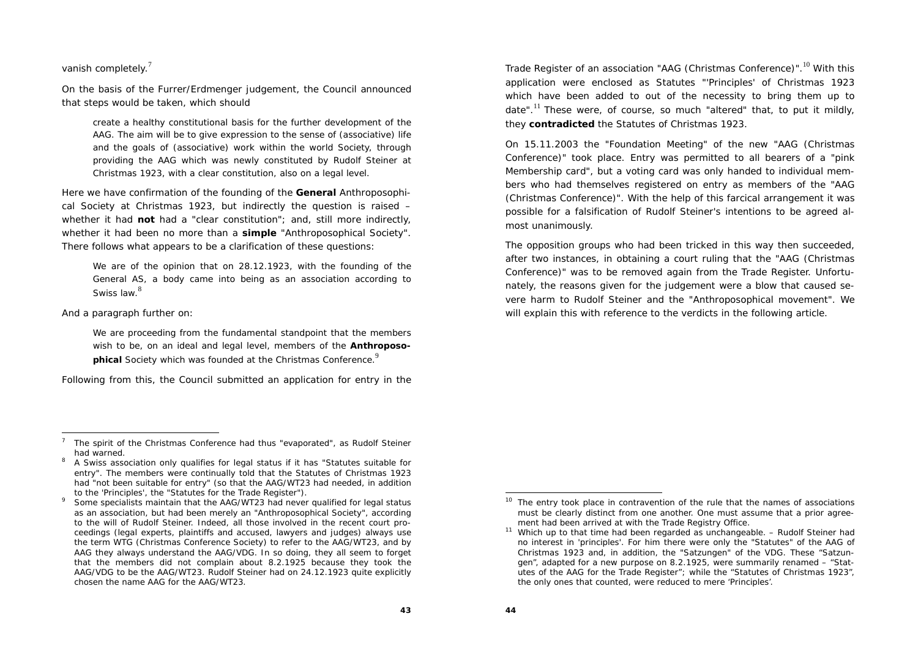vanish completely.[7]

On the basis of the Furrer/Erdmenger judgement, the Council announced that steps would be taken, which should

> create a healthy constitutional basis for the further development of the AAG. The aim will be to give expression to the sense of (associative) life and the goals of (associative) work within the world Society, through providing the AAG which was newly constituted by Rudolf Steiner at Christmas 1923, with a clear constitution, also on a legal level.

Here we have confirmation of the founding of the **General** Anthroposophical Society at Christmas 1923, but indirectly the question is raised – whether it had **not** had a "clear constitution"; and, still more indirectly, whether it had been no more than a **simple** "Anthroposophical Society". There follows what appears to be a clarification of these questions:

> We are of the opinion that on 28.12.1923, with the founding of the General AS, a body came into being as an association according to Swiss law.[8]

And a paragraph further on:

> We are proceeding from the fundamental standpoint that the members wish to be, on an ideal and legal level, members of the **Anthroposophical** Society which was founded at the Christmas Conference.[9]

Following from this, the Council submitted an application for entry in the Trade Register of an association "AAG (Christmas Conference)".[10] With this application were enclosed as Statutes "'Principles' of Christmas 1923 which have been added to out of the necessity to bring them up to date".[11] These were, of course, so much "altered" that, to put it mildly, they **contradicted** the Statutes of Christmas 1923.

On 15.11.2003 the "Foundation Meeting" of the new "AAG (Christmas Conference)" took place. Entry was permitted to all bearers of a "pink Membership card", but a voting card was only handed to individual members who had themselves registered on entry as members of the "AAG (Christmas Conference)". With the help of this farcical arrangement it was possible for a falsification of Rudolf Steiner's intentions to be agreed almost unanimously.

The opposition groups who had been tricked in this way then succeeded, after two instances, in obtaining a court ruling that the "AAG (Christmas Conference)" was to be removed again from the Trade Register. Unfortunately, the reasons given for the judgement were a blow that caused severe harm to Rudolf Steiner and the "Anthroposophical movement". We will explain this with reference to the verdicts in the following article.

---

[7] The spirit of the Christmas Conference had thus "evaporated", as Rudolf Steiner had warned.

[8] A Swiss association only qualifies for legal status if it has "Statutes suitable for entry". The members were continually told that the Statutes of Christmas 1923 had "not been suitable for entry" (so that the AAG/WT23 had needed, in addition to the 'Principles', the "Statutes for the Trade Register").

[9] Some specialists maintain that the AAG/WT23 had never qualified for legal status as an association, but had been merely an "Anthroposophical Society", according to the will of Rudolf Steiner. Indeed, all those involved in the recent court proceedings (legal experts, plaintiffs and accused, lawyers and judges) always use the term WTG (Christmas Conference Society) to refer to the AAG/WT23, and by AAG they always understand the AAG/VDG. In so doing, they all seem to forget that the members did not complain about 8.2.1925 because they took the AAG/VDG to be the AAG/WT23. Rudolf Steiner had on 24.12.1923 quite explicitly chosen the name AAG for the AAG/WT23.

[10] The entry took place in contravention of the rule that the names of associations must be clearly distinct from one another. One must assume that a prior agreement had been arrived at with the Trade Registry Office.

[11] Which up to that time had been regarded as unchangeable. – Rudolf Steiner had no interest in 'principles'. For him there were only the "Statutes" of the AAG of Christmas 1923 and, in addition, the "Satzungen" of the VDG. These "Satzungen", adapted for a new purpose on 8.2.1925, were summarily renamed – "Statutes of the AAG for the Trade Register"; while the "Statutes of Christmas 1923", the only ones that counted, were reduced to mere 'Principles'.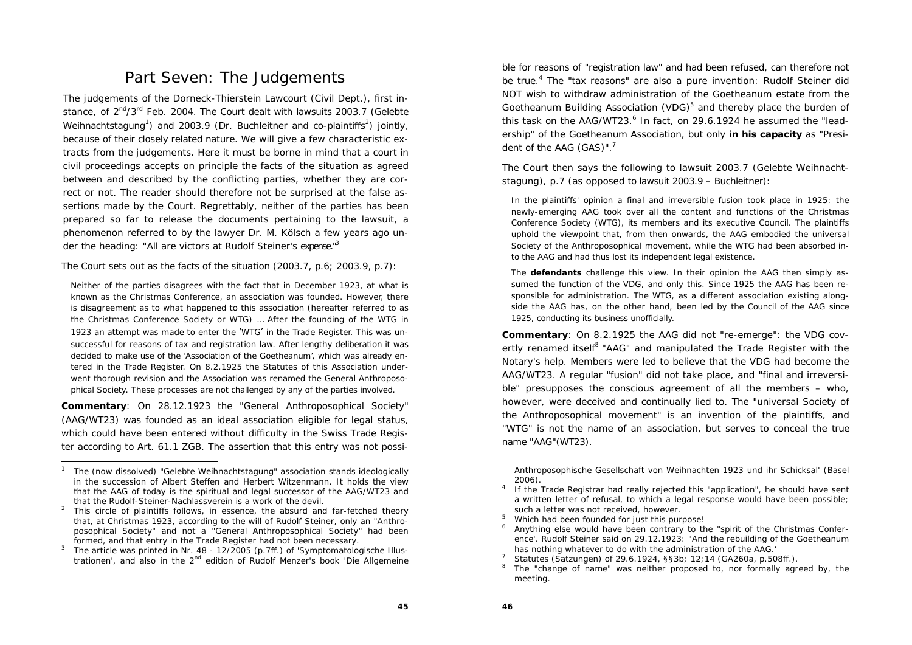# Part Seven: The Judgements

The judgements of the Dorneck-Thierstein Lawcourt (Civil Dept.), first instance, of 2nd/3rd Feb. 2004. The Court dealt with lawsuits 2003.7 (Gelebte Weihnachtstagung[1]) and 2003.9 (Dr. Buchleitner and co-plaintiffs[2]) jointly, because of their closely related nature. We will give a few characteristic extracts from the judgements. Here it must be borne in mind that a court in civil proceedings accepts on principle the facts of the situation as agreed between and described by the conflicting parties, whether they are correct or not. The reader should therefore not be surprised at the false assertions made by the Court. Regrettably, neither of the parties has been prepared so far to release the documents pertaining to the lawsuit, a phenomenon referred to by the lawyer Dr. M. Kölsch a few years ago under the heading: "All are victors at Rudolf Steiner's *expense*."[3]

The Court sets out as the facts of the situation (2003.7, p.6; 2003.9, p.7):

> Neither of the parties disagrees with the fact that in December 1923, at what is known as the Christmas Conference, an association was founded. However, there is disagreement as to what happened to this association (hereafter referred to as the Christmas Conference Society or WTG) … After the founding of the WTG in 1923 an attempt was made to enter the 'WTG' in the Trade Register. This was unsuccessful for reasons of tax and registration law. After lengthy deliberation it was decided to make use of the 'Association of the Goetheanum', which was already entered in the Trade Register. On 8.2.1925 the Statutes of this Association underwent thorough revision and the Association was renamed the General Anthroposophical Society. These processes are not challenged by any of the parties involved.

**Commentary**: On 28.12.1923 the "General Anthroposophical Society" (AAG/WT23) was founded as an ideal association eligible for legal status, which could have been entered without difficulty in the Swiss Trade Register according to Art. 61.1 ZGB. The assertion that this entry was not possible for reasons of "registration law" and had been refused, can therefore not be true.[4] The "tax reasons" are also a pure invention: Rudolf Steiner did NOT wish to withdraw administration of the Goetheanum estate from the Goetheanum Building Association (VDG)[5] and thereby place the burden of this task on the AAG/WT23.[6] In fact, on 29.6.1924 he assumed the "leadership" of the Goetheanum Association, but only **in his capacity** as "President of the AAG (GAS)".[7]

The Court then says the following to lawsuit 2003.7 (Gelebte Weihnachtstagung), p.7 (as opposed to lawsuit 2003.9 – Buchleitner):

> In the plaintiffs' opinion a final and irreversible fusion took place in 1925: the newly-emerging AAG took over all the content and functions of the Christmas Conference Society (WTG), its members and its executive Council. The plaintiffs uphold the viewpoint that, from then onwards, the AAG embodied the universal Society of the Anthroposophical movement, while the WTG had been absorbed into the AAG and had thus lost its independent legal existence.
>
> The **defendants** challenge this view. In their opinion the AAG then simply assumed the function of the VDG, and only this. Since 1925 the AAG has been responsible for administration. The WTG, as a different association existing alongside the AAG has, on the other hand, been led by the Council of the AAG since 1925, conducting its business unofficially.

**Commentary**: On 8.2.1925 the AAG did not "re-emerge": the VDG covertly renamed itself[8] "AAG" and manipulated the Trade Register with the Notary's help. Members were led to believe that the VDG had become the AAG/WT23. A regular "fusion" did not take place, and "final and irreversible" presupposes the conscious agreement of all the members – who, however, were deceived and continually lied to. The "universal Society of the Anthroposophical movement" is an invention of the plaintiffs, and "WTG" is not the name of an association, but serves to conceal the true name "AAG"(WT23).

---

[1] The (now dissolved) "Gelebte Weihnachtstagung" association stands ideologically in the succession of Albert Steffen and Herbert Witzenmann. It holds the view that the AAG of today is the spiritual and legal successor of the AAG/WT23 and that the Rudolf-Steiner-Nachlassverein is a work of the devil.

[2] This circle of plaintiffs follows, in essence, the absurd and far-fetched theory that, at Christmas 1923, according to the will of Rudolf Steiner, only an "Anthroposophical Society" and not a "General Anthroposophical Society" had been formed, and that entry in the Trade Register had not been necessary.

[3] The article was printed in Nr. 48 - 12/2005 (p.7ff.) of 'Symptomatologische Illustrationen', and also in the 2nd edition of Rudolf Menzer's book 'Die Allgemeine Anthroposophische Gesellschaft von Weihnachten 1923 und ihr Schicksal' (Basel 2006).

[4] If the Trade Registrar had really rejected this "application", he should have sent a written letter of refusal, to which a legal response would have been possible; such a letter was not received, however.

[5] Which had been founded for just this purpose!

[6] Anything else would have been contrary to the "spirit of the Christmas Conference'. Rudolf Steiner said on 29.12.1923: "And the rebuilding of the Goetheanum has nothing whatever to do with the administration of the AAG.'

[7] Statutes (Satzungen) of 29.6.1924, §§3b; 12;14 (GA260a, p.508ff.).

[8] The "change of name" was neither proposed to, nor formally agreed by, the meeting.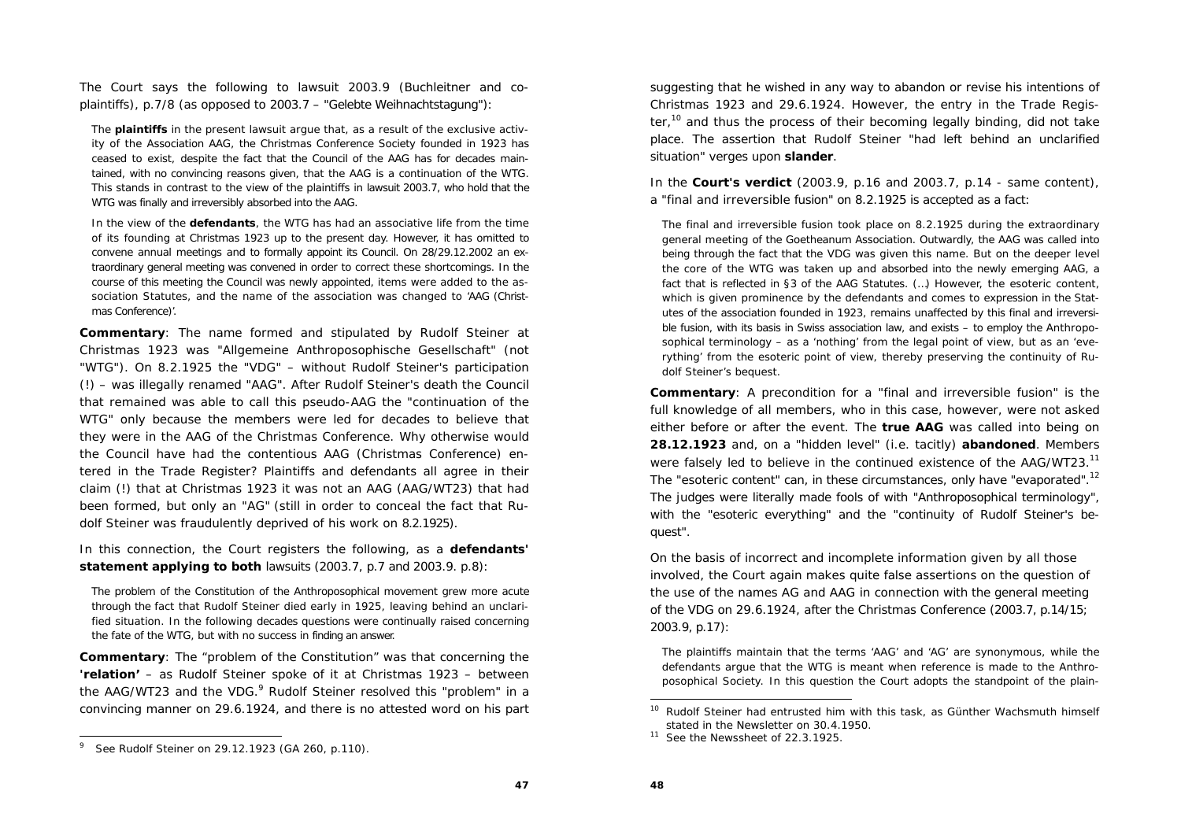The Court says the following to lawsuit 2003.9 (Buchleitner and co-plaintiffs), p.7/8 (as opposed to 2003.7 – "Gelebte Weihnachtstagung"):

> The **plaintiffs** in the present lawsuit argue that, as a result of the exclusive activity of the Association AAG, the Christmas Conference Society founded in 1923 has ceased to exist, despite the fact that the Council of the AAG has for decades maintained, with no convincing reasons given, that the AAG is a continuation of the WTG. This stands in contrast to the view of the plaintiffs in lawsuit 2003.7, who hold that the WTG was finally and irreversibly absorbed into the AAG.
>
> In the view of the **defendants**, the WTG has had an associative life from the time of its founding at Christmas 1923 up to the present day. However, it has omitted to convene annual meetings and to formally appoint its Council. On 28/29.12.2002 an extraordinary general meeting was convened in order to correct these shortcomings. In the course of this meeting the Council was newly appointed, items were added to the association Statutes, and the name of the association was changed to 'AAG (Christmas Conference)'.

**Commentary**: The name formed and stipulated by Rudolf Steiner at Christmas 1923 was "Allgemeine Anthroposophische Gesellschaft" (not "WTG"). On 8.2.1925 the "VDG" – without Rudolf Steiner's participation (!) – was illegally renamed "AAG". After Rudolf Steiner's death the Council that remained was able to call this pseudo-AAG the "continuation of the WTG" only because the members were led for decades to believe that they were in the AAG of the Christmas Conference. Why otherwise would the Council have had the contentious AAG (Christmas Conference) entered in the Trade Register? Plaintiffs and defendants all agree in their claim (!) that at Christmas 1923 it was not an AAG (AAG/WT23) that had been formed, but only an "AG" (still in order to conceal the fact that Rudolf Steiner was fraudulently deprived of his work on 8.2.1925).

In this connection, the Court registers the following, as a **defendants' statement applying to both** lawsuits (2003.7, p.7 and 2003.9. p.8):

> The problem of the Constitution of the Anthroposophical movement grew more acute through the fact that Rudolf Steiner died early in 1925, leaving behind an unclarified situation. In the following decades questions were continually raised concerning the fate of the WTG, but with no success in finding an answer.

**Commentary**: The "problem of the Constitution" was that concerning the **'relation'** – as Rudolf Steiner spoke of it at Christmas 1923 – between the AAG/WT23 and the VDG.[9] Rudolf Steiner resolved this "problem" in a convincing manner on 29.6.1924, and there is no attested word on his part suggesting that he wished in any way to abandon or revise his intentions of Christmas 1923 and 29.6.1924. However, the entry in the Trade Register,[10] and thus the process of their becoming legally binding, did not take place. The assertion that Rudolf Steiner "had left behind an unclarified situation" verges upon **slander**.

In the **Court's verdict** (2003.9, p.16 and 2003.7, p.14 - same content), a "final and irreversible fusion" on 8.2.1925 is accepted as a fact:

> The final and irreversible fusion took place on 8.2.1925 during the extraordinary general meeting of the Goetheanum Association. Outwardly, the AAG was called into being through the fact that the VDG was given this name. But on the deeper level the core of the WTG was taken up and absorbed into the newly emerging AAG, a fact that is reflected in §3 of the AAG Statutes. (...) However, the esoteric content, which is given prominence by the defendants and comes to expression in the Statutes of the association founded in 1923, remains unaffected by this final and irreversible fusion, with its basis in Swiss association law, and exists – to employ the Anthroposophical terminology – as a 'nothing' from the legal point of view, but as an 'everything' from the esoteric point of view, thereby preserving the continuity of Rudolf Steiner's bequest.

**Commentary**: A precondition for a "final and irreversible fusion" is the full knowledge of all members, who in this case, however, were not asked either before or after the event. The **true AAG** was called into being on **28.12.1923** and, on a "hidden level" (i.e. tacitly) **abandoned**. Members were falsely led to believe in the continued existence of the AAG/WT23.[11] The "esoteric content" can, in these circumstances, only have "evaporated".[12] The judges were literally made fools of with "Anthroposophical terminology", with the "esoteric everything" and the "continuity of Rudolf Steiner's bequest".

On the basis of incorrect and incomplete information given by all those involved, the Court again makes quite false assertions on the question of the use of the names AG and AAG in connection with the general meeting of the VDG on 29.6.1924, after the Christmas Conference (2003.7, p.14/15; 2003.9, p.17):

> The plaintiffs maintain that the terms 'AAG' and 'AG' are synonymous, while the defendants argue that the WTG is meant when reference is made to the Anthroposophical Society. In this question the Court adopts the standpoint of the plain-

---

[9] See Rudolf Steiner on 29.12.1923 (GA 260, p.110).

[10] Rudolf Steiner had entrusted him with this task, as Günther Wachsmuth himself stated in the Newsletter on 30.4.1950.

[11] See the Newssheet of 22.3.1925.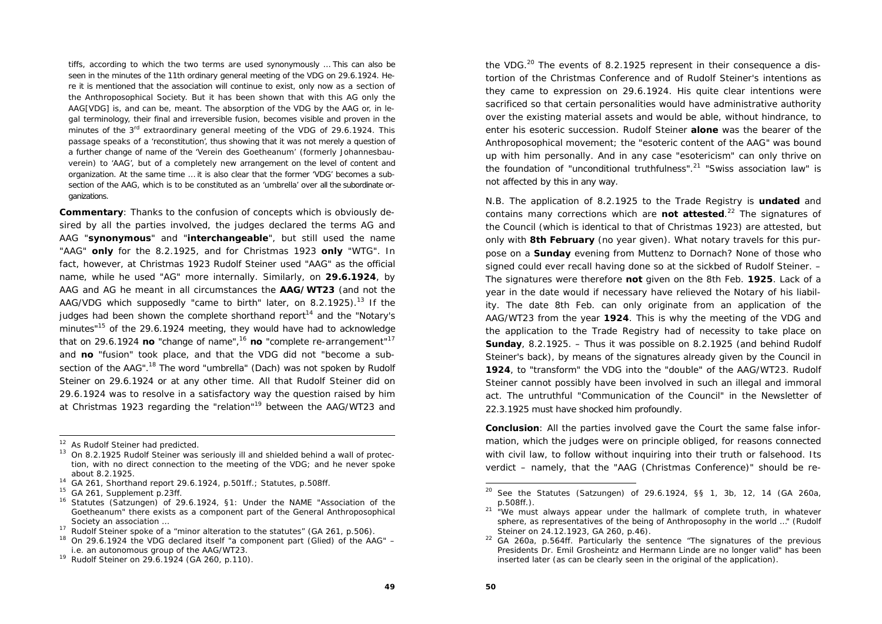tiffs, according to which the two terms are used synonymously … This can also be seen in the minutes of the 11th ordinary general meeting of the VDG on 29.6.1924. Here it is mentioned that the association will continue to exist, only now as a section of the Anthroposophical Society. But it has been shown that with this AG only the AAG[VDG] is, and can be, meant. The absorption of the VDG by the AAG or, in legal terminology, their final and irreversible fusion, becomes visible and proven in the minutes of the 3rd extraordinary general meeting of the VDG of 29.6.1924. This passage speaks of a 'reconstitution', thus showing that it was not merely a question of a further change of name of the 'Verein des Goetheanum' (formerly Johannesbauverein) to 'AAG', but of a completely new arrangement on the level of content and organization. At the same time … it is also clear that the former 'VDG' becomes a subsection of the AAG, which is to be constituted as an 'umbrella' over all the subordinate organizations.

**Commentary**: Thanks to the confusion of concepts which is obviously desired by all the parties involved, the judges declared the terms AG and AAG "**synonymous**" and "**interchangeable**", but still used the name "AAG" **only** for the 8.2.1925, and for Christmas 1923 **only** "WTG". In fact, however, at Christmas 1923 Rudolf Steiner used "AAG" as the official name, while he used "AG" more internally. Similarly, on **29.6.1924**, by AAG and AG he meant in all circumstances the **AAG/WT23** (and not the AAG/VDG which supposedly "came to birth" later, on 8.2.1925).[13] If the judges had been shown the complete shorthand report[14] and the "Notary's minutes"[15] of the 29.6.1924 meeting, they would have had to acknowledge that on 29.6.1924 **no** "change of name",[16] **no** "complete re-arrangement"[17] and **no** "fusion" took place, and that the VDG did not "become a subsection of the AAG".[18] The word "umbrella" (Dach) was not spoken by Rudolf Steiner on 29.6.1924 or at any other time. All that Rudolf Steiner did on 29.6.1924 was to resolve in a satisfactory way the question raised by him at Christmas 1923 regarding the "relation"[19] between the AAG/WT23 and the VDG.[20] The events of 8.2.1925 represent in their consequence a distortion of the Christmas Conference and of Rudolf Steiner's intentions as they came to expression on 29.6.1924. His quite clear intentions were sacrificed so that certain personalities would have administrative authority over the existing material assets and would be able, without hindrance, to enter his esoteric succession. Rudolf Steiner **alone** was the bearer of the Anthroposophical movement; the "esoteric content of the AAG" was bound up with him personally. And in any case "esotericism" can only thrive on the foundation of "unconditional truthfulness".[21] "Swiss association law" is not affected by this in any way.

N.B. The application of 8.2.1925 to the Trade Registry is **undated** and contains many corrections which are **not attested**.[22] The signatures of the Council (which is identical to that of Christmas 1923) are attested, but only with **8th February** (no year given). What notary travels for this purpose on a **Sunday** evening from Muttenz to Dornach? None of those who signed could ever recall having done so at the sickbed of Rudolf Steiner. – The signatures were therefore **not** given on the 8th Feb. **1925**. Lack of a year in the date would if necessary have relieved the Notary of his liability. The date 8th Feb. can only originate from an application of the AAG/WT23 from the year **1924**. This is why the meeting of the VDG and the application to the Trade Registry had of necessity to take place on **Sunday**, 8.2.1925. – Thus it was possible on 8.2.1925 (and behind Rudolf Steiner's back), by means of the signatures already given by the Council in **1924**, to "transform" the VDG into the "double" of the AAG/WT23. Rudolf Steiner cannot possibly have been involved in such an illegal and immoral act. The untruthful "Communication of the Council" in the Newsletter of 22.3.1925 must have shocked him profoundly.

**Conclusion**: All the parties involved gave the Court the same false information, which the judges were on principle obliged, for reasons connected with civil law, to follow without inquiring into their truth or falsehood. Its verdict – namely, that the "AAG (Christmas Conference)" should be re-

---

[12] As Rudolf Steiner had predicted.

[13] On 8.2.1925 Rudolf Steiner was seriously ill and shielded behind a wall of protection, with no direct connection to the meeting of the VDG; and he never spoke about 8.2.1925.

[14] GA 261, Shorthand report 29.6.1924, p.501ff.; Statutes, p.508ff.

[15] GA 261, Supplement p.23ff.

[16] Statutes (Satzungen) of 29.6.1924, §1: Under the NAME "Association of the Goetheanum" there exists as a component part of the General Anthroposophical Society an association …

[17] Rudolf Steiner spoke of a "minor alteration to the statutes" (GA 261, p.506).

[18] On 29.6.1924 the VDG declared itself "a component part (Glied) of the AAG" – i.e. an autonomous group of the AAG/WT23.

[19] Rudolf Steiner on 29.6.1924 (GA 260, p.110).

[20] See the Statutes (Satzungen) of 29.6.1924, §§ 1, 3b, 12, 14 (GA 260a, p.508ff.).

[21] "We must always appear under the hallmark of complete truth, in whatever sphere, as representatives of the being of Anthroposophy in the world …" (Rudolf Steiner on 24.12.1923, GA 260, p.46).

[22] GA 260a, p.564ff. Particularly the sentence "The signatures of the previous Presidents Dr. Emil Grosheintz and Hermann Linde are no longer valid" has been inserted later (as can be clearly seen in the original of the application).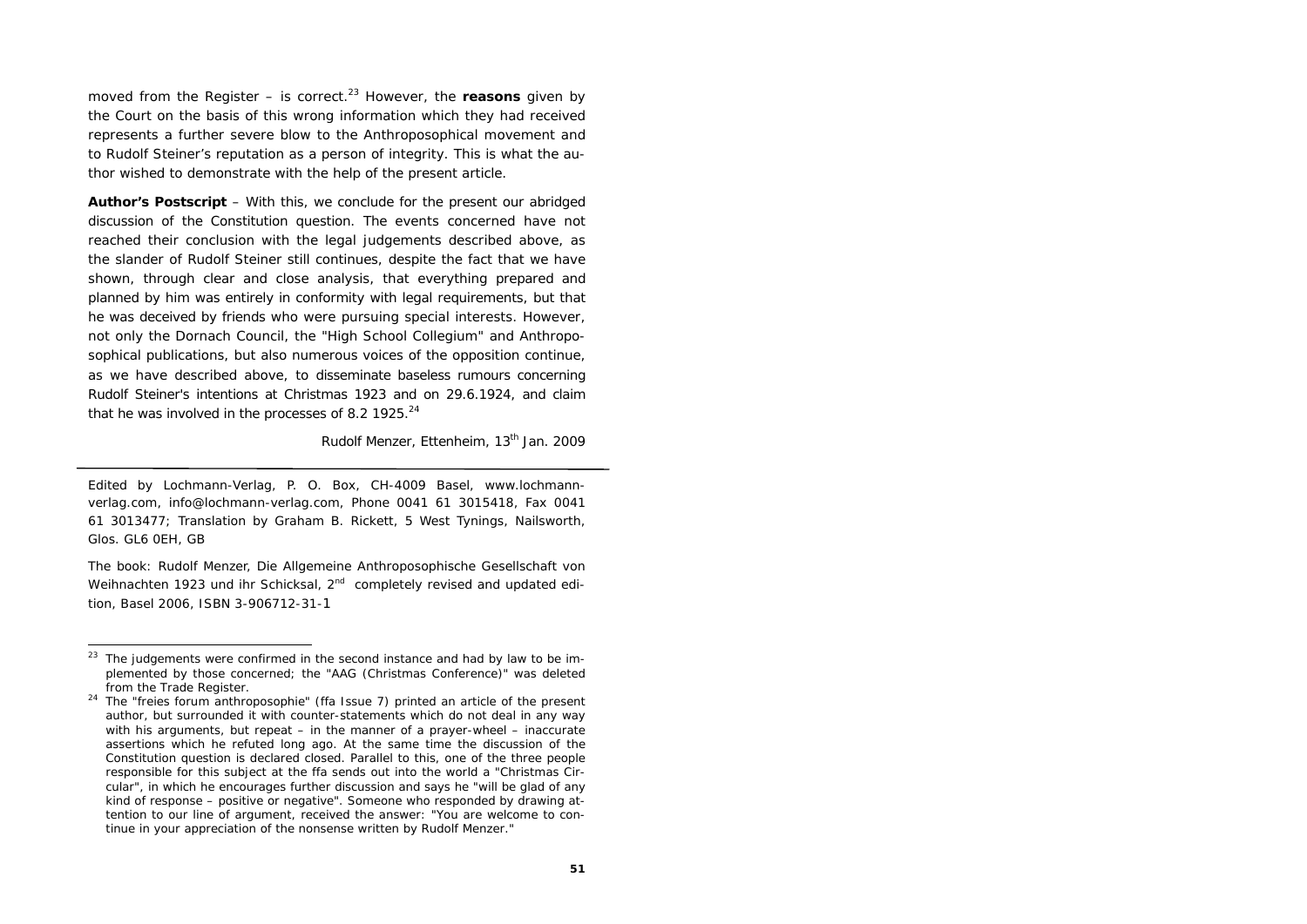moved from the Register – is correct.[23] However, the **reasons** given by the Court on the basis of this wrong information which they had received represents a further severe blow to the Anthroposophical movement and to Rudolf Steiner's reputation as a person of integrity. This is what the author wished to demonstrate with the help of the present article.

**Author's Postscript** – With this, we conclude for the present our abridged discussion of the Constitution question. The events concerned have not reached their conclusion with the legal judgements described above, as the slander of Rudolf Steiner still continues, despite the fact that we have shown, through clear and close analysis, that everything prepared and planned by him was entirely in conformity with legal requirements, but that he was deceived by friends who were pursuing special interests. However, not only the Dornach Council, the "High School Collegium" and Anthroposophical publications, but also numerous voices of the opposition continue, as we have described above, to disseminate baseless rumours concerning Rudolf Steiner's intentions at Christmas 1923 and on 29.6.1924, and claim that he was involved in the processes of 8.2 1925.[24]

Rudolf Menzer, Ettenheim, 13th Jan. 2009

---

Edited by Lochmann-Verlag, P. O. Box, CH-4009 Basel, www.lochmann-verlag.com, info@lochmann-verlag.com, Phone 0041 61 3015418, Fax 0041 61 3013477; Translation by Graham B. Rickett, 5 West Tynings, Nailsworth, Glos. GL6 0EH, GB

The book: Rudolf Menzer, Die Allgemeine Anthroposophische Gesellschaft von Weihnachten 1923 und ihr Schicksal, 2nd completely revised and updated edition, Basel 2006, ISBN 3-906712-31-1

---

[23] The judgements were confirmed in the second instance and had by law to be implemented by those concerned; the "AAG (Christmas Conference)" was deleted from the Trade Register.

[24] The "freies forum anthroposophie" (ffa Issue 7) printed an article of the present author, but surrounded it with counter-statements which do not deal in any way with his arguments, but repeat – in the manner of a prayer-wheel – inaccurate assertions which he refuted long ago. At the same time the discussion of the Constitution question is declared closed. Parallel to this, one of the three people responsible for this subject at the ffa sends out into the world a "Christmas Circular", in which he encourages further discussion and says he "will be glad of any kind of response – positive or negative". Someone who responded by drawing attention to our line of argument, received the answer: "You are welcome to continue in your appreciation of the nonsense written by Rudolf Menzer."